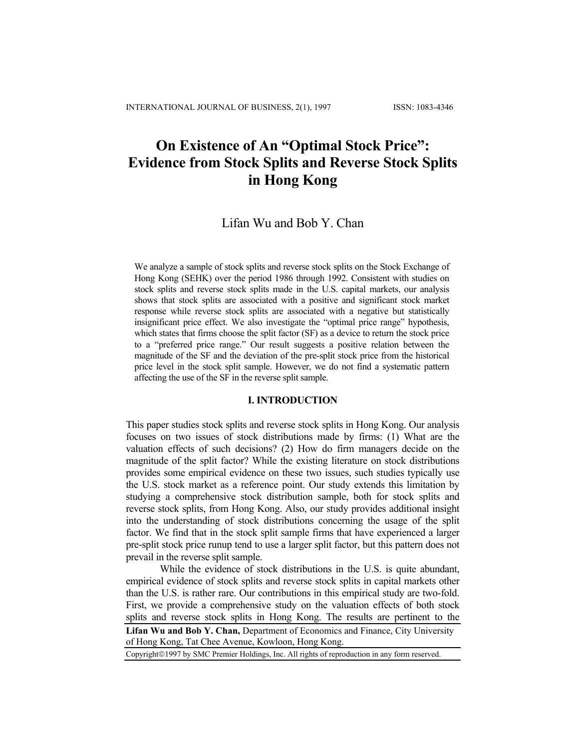# On Existence of An "Optimal Stock Price": Evidence from Stock Splits and Reverse Stock Splits in Hong Kong

Lifan Wu and Bob Y. Chan

We analyze a sample of stock splits and reverse stock splits on the Stock Exchange of Hong Kong (SEHK) over the period 1986 through 1992. Consistent with studies on stock splits and reverse stock splits made in the U.S. capital markets, our analysis shows that stock splits are associated with a positive and significant stock market response while reverse stock splits are associated with a negative but statistically insignificant price effect. We also investigate the "optimal price range" hypothesis, which states that firms choose the split factor (SF) as a device to return the stock price to a "preferred price range." Our result suggests a positive relation between the magnitude of the SF and the deviation of the pre-split stock price from the historical price level in the stock split sample. However, we do not find a systematic pattern affecting the use of the SF in the reverse split sample.

## I. INTRODUCTION

This paper studies stock splits and reverse stock splits in Hong Kong. Our analysis focuses on two issues of stock distributions made by firms: (1) What are the valuation effects of such decisions? (2) How do firm managers decide on the magnitude of the split factor? While the existing literature on stock distributions provides some empirical evidence on these two issues, such studies typically use the U.S. stock market as a reference point. Our study extends this limitation by studying a comprehensive stock distribution sample, both for stock splits and reverse stock splits, from Hong Kong. Also, our study provides additional insight into the understanding of stock distributions concerning the usage of the split factor. We find that in the stock split sample firms that have experienced a larger pre-split stock price runup tend to use a larger split factor, but this pattern does not prevail in the reverse split sample.

While the evidence of stock distributions in the U.S. is quite abundant, empirical evidence of stock splits and reverse stock splits in capital markets other than the U.S. is rather rare. Our contributions in this empirical study are two-fold. First, we provide a comprehensive study on the valuation effects of both stock splits and reverse stock splits in Hong Kong. The results are pertinent to the

**Lifan Wu and Bob Y. Chan,** Department of Economics and Finance, City University of Hong Kong, Tat Chee Avenue, Kowloon, Hong Kong.

Copyright©1997 by SMC Premier Holdings, Inc. All rights of reproduction in any form reserved.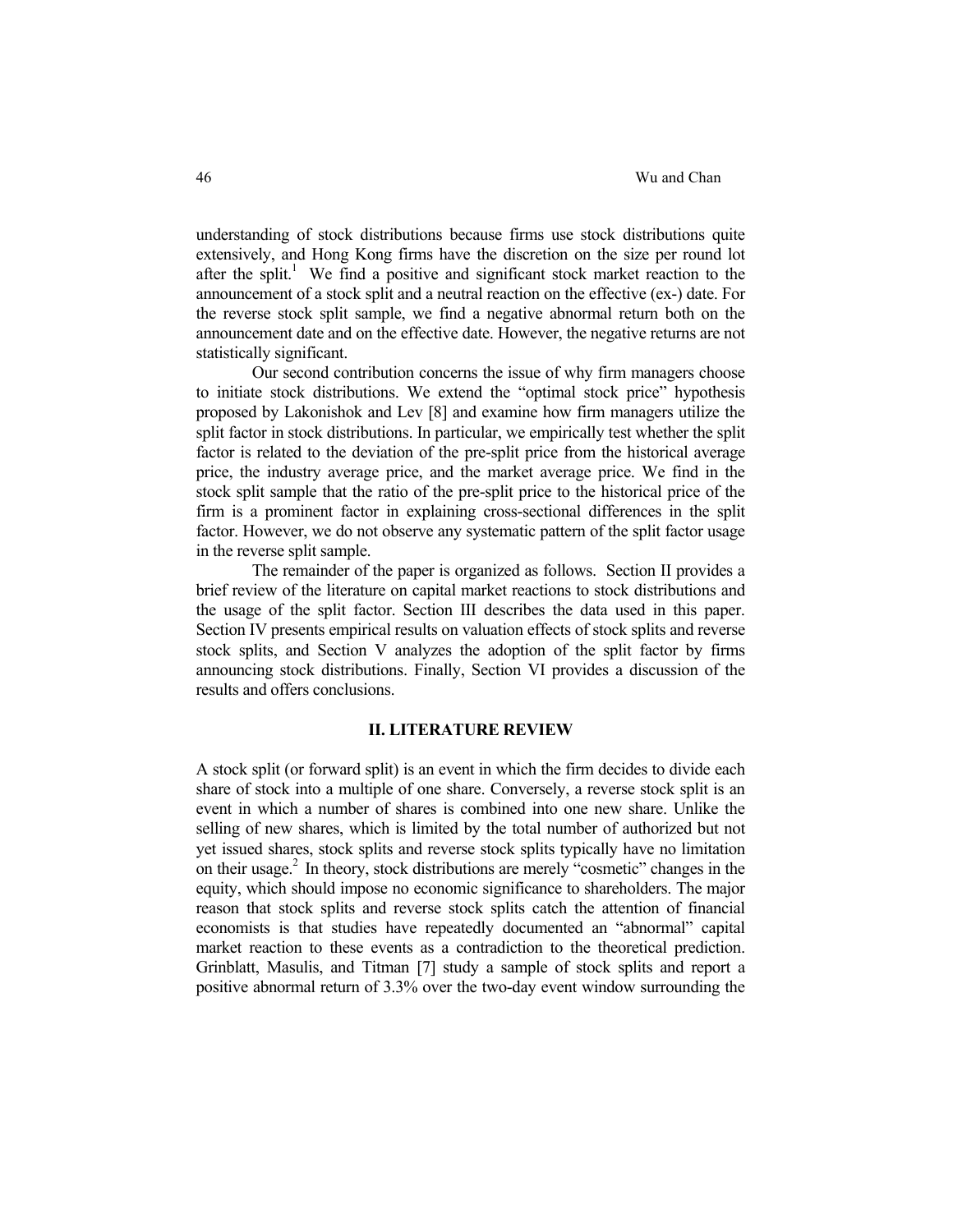understanding of stock distributions because firms use stock distributions quite extensively, and Hong Kong firms have the discretion on the size per round lot after the split.[1] We find a positive and significant stock market reaction to the announcement of a stock split and a neutral reaction on the effective (ex-) date. For the reverse stock split sample, we find a negative abnormal return both on the announcement date and on the effective date. However, the negative returns are not statistically significant.

Our second contribution concerns the issue of why firm managers choose to initiate stock distributions. We extend the "optimal stock price" hypothesis proposed by Lakonishok and Lev [8] and examine how firm managers utilize the split factor in stock distributions. In particular, we empirically test whether the split factor is related to the deviation of the pre-split price from the historical average price, the industry average price, and the market average price. We find in the stock split sample that the ratio of the pre-split price to the historical price of the firm is a prominent factor in explaining cross-sectional differences in the split factor. However, we do not observe any systematic pattern of the split factor usage in the reverse split sample.

The remainder of the paper is organized as follows. Section II provides a brief review of the literature on capital market reactions to stock distributions and the usage of the split factor. Section III describes the data used in this paper. Section IV presents empirical results on valuation effects of stock splits and reverse stock splits, and Section V analyzes the adoption of the split factor by firms announcing stock distributions. Finally, Section VI provides a discussion of the results and offers conclusions.

## II. LITERATURE REVIEW

A stock split (or forward split) is an event in which the firm decides to divide each share of stock into a multiple of one share. Conversely, a reverse stock split is an event in which a number of shares is combined into one new share. Unlike the selling of new shares, which is limited by the total number of authorized but not yet issued shares, stock splits and reverse stock splits typically have no limitation on their usage.[2] In theory, stock distributions are merely "cosmetic" changes in the equity, which should impose no economic significance to shareholders. The major reason that stock splits and reverse stock splits catch the attention of financial economists is that studies have repeatedly documented an "abnormal" capital market reaction to these events as a contradiction to the theoretical prediction. Grinblatt, Masulis, and Titman [7] study a sample of stock splits and report a positive abnormal return of 3.3% over the two-day event window surrounding the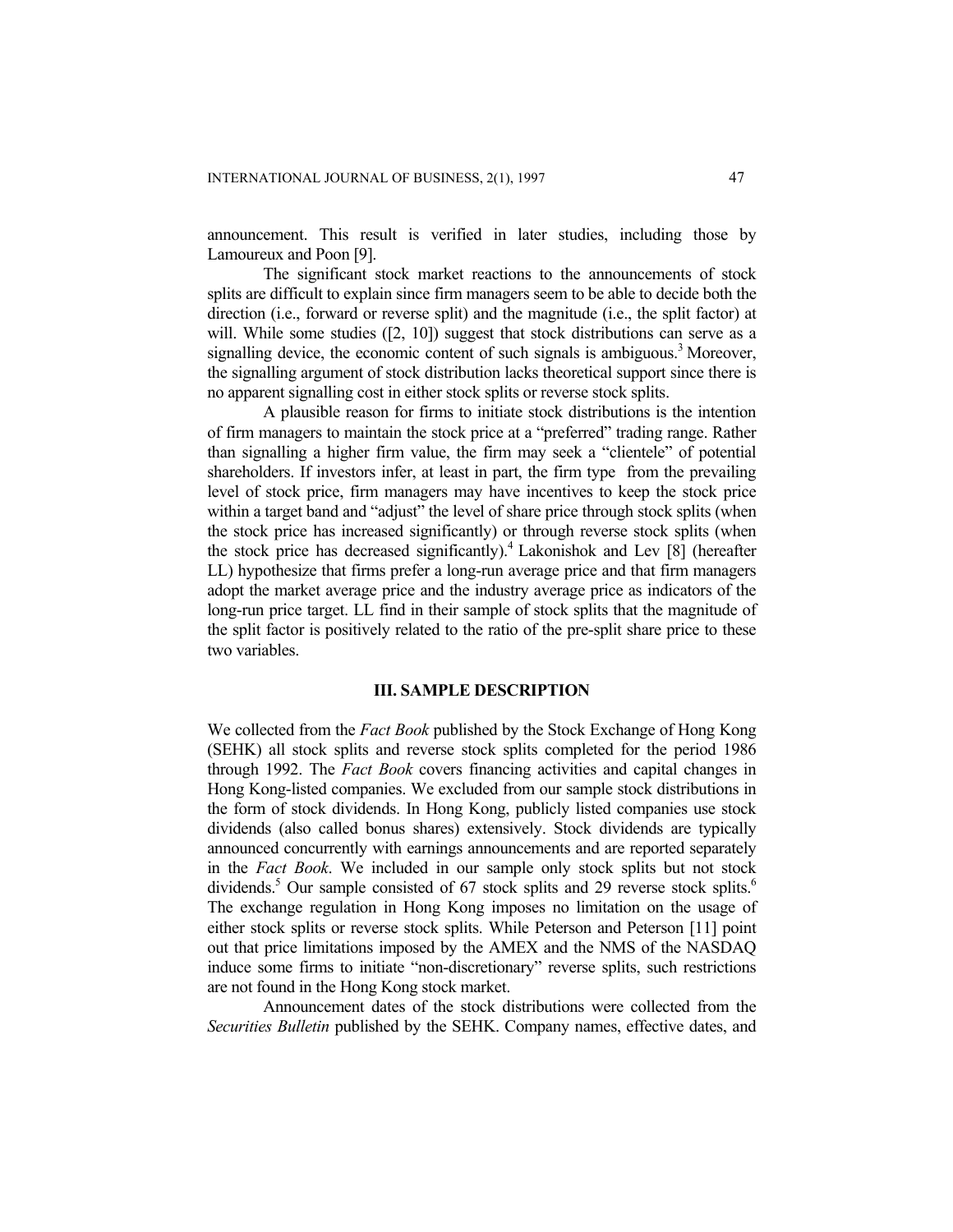announcement. This result is verified in later studies, including those by Lamoureux and Poon [9].

The significant stock market reactions to the announcements of stock splits are difficult to explain since firm managers seem to be able to decide both the direction (i.e., forward or reverse split) and the magnitude (i.e., the split factor) at will. While some studies ([2, 10]) suggest that stock distributions can serve as a signalling device, the economic content of such signals is ambiguous.[3] Moreover, the signalling argument of stock distribution lacks theoretical support since there is no apparent signalling cost in either stock splits or reverse stock splits.

A plausible reason for firms to initiate stock distributions is the intention of firm managers to maintain the stock price at a "preferred" trading range. Rather than signalling a higher firm value, the firm may seek a "clientele" of potential shareholders. If investors infer, at least in part, the firm type from the prevailing level of stock price, firm managers may have incentives to keep the stock price within a target band and "adjust" the level of share price through stock splits (when the stock price has increased significantly) or through reverse stock splits (when the stock price has decreased significantly).[4] Lakonishok and Lev [8] (hereafter LL) hypothesize that firms prefer a long-run average price and that firm managers adopt the market average price and the industry average price as indicators of the long-run price target. LL find in their sample of stock splits that the magnitude of the split factor is positively related to the ratio of the pre-split share price to these two variables.

## III. SAMPLE DESCRIPTION

We collected from the *Fact Book* published by the Stock Exchange of Hong Kong (SEHK) all stock splits and reverse stock splits completed for the period 1986 through 1992. The *Fact Book* covers financing activities and capital changes in Hong Kong-listed companies. We excluded from our sample stock distributions in the form of stock dividends. In Hong Kong, publicly listed companies use stock dividends (also called bonus shares) extensively. Stock dividends are typically announced concurrently with earnings announcements and are reported separately in the *Fact Book*. We included in our sample only stock splits but not stock dividends.[5] Our sample consisted of 67 stock splits and 29 reverse stock splits.[6] The exchange regulation in Hong Kong imposes no limitation on the usage of either stock splits or reverse stock splits. While Peterson and Peterson [11] point out that price limitations imposed by the AMEX and the NMS of the NASDAQ induce some firms to initiate "non-discretionary" reverse splits, such restrictions are not found in the Hong Kong stock market.

Announcement dates of the stock distributions were collected from the *Securities Bulletin* published by the SEHK. Company names, effective dates, and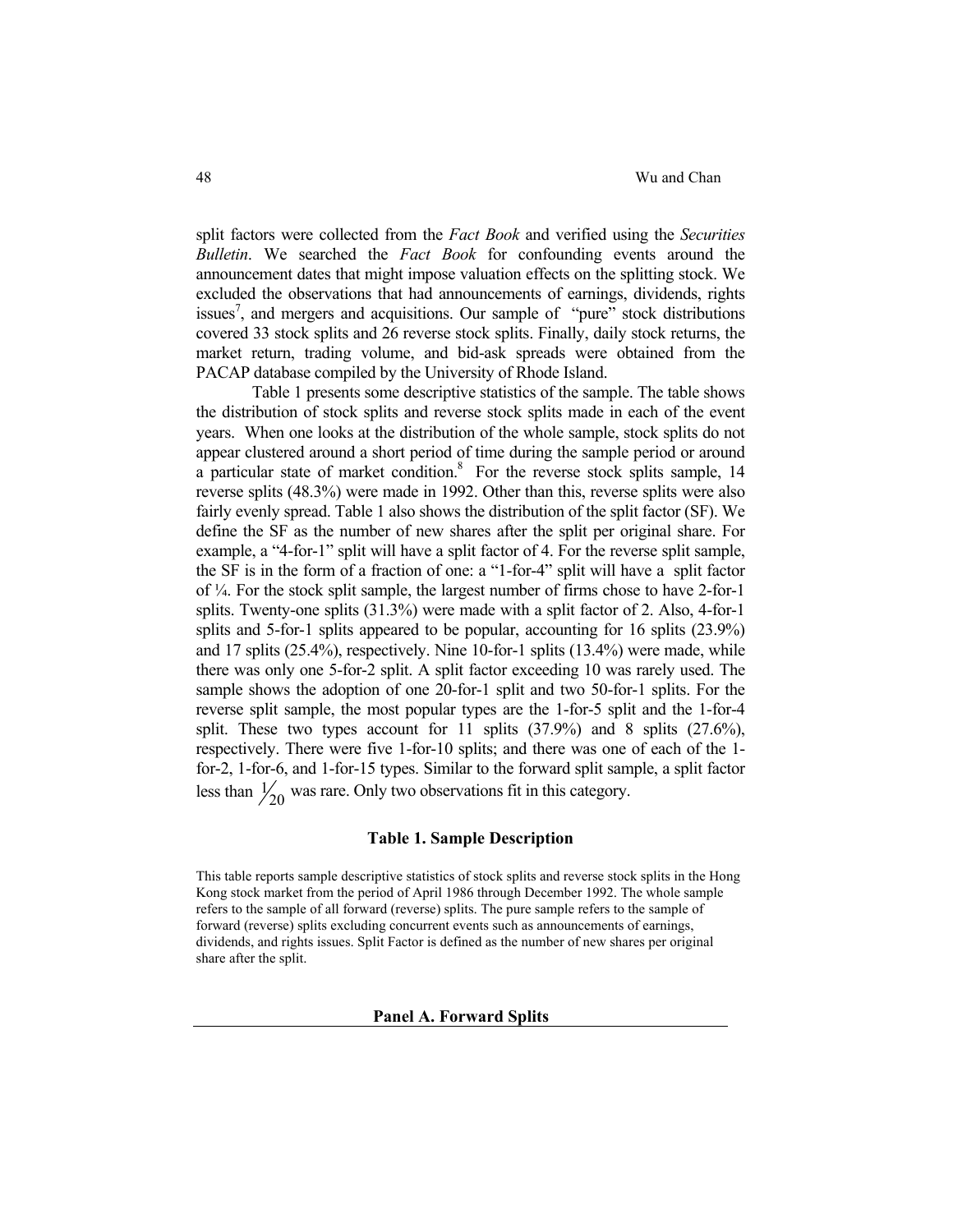split factors were collected from the *Fact Book* and verified using the *Securities Bulletin*. We searched the *Fact Book* for confounding events around the announcement dates that might impose valuation effects on the splitting stock. We excluded the observations that had announcements of earnings, dividends, rights issues[7], and mergers and acquisitions. Our sample of "pure" stock distributions covered 33 stock splits and 26 reverse stock splits. Finally, daily stock returns, the market return, trading volume, and bid-ask spreads were obtained from the PACAP database compiled by the University of Rhode Island.

Table 1 presents some descriptive statistics of the sample. The table shows the distribution of stock splits and reverse stock splits made in each of the event years. When one looks at the distribution of the whole sample, stock splits do not appear clustered around a short period of time during the sample period or around a particular state of market condition.[8] For the reverse stock splits sample, 14 reverse splits (48.3%) were made in 1992. Other than this, reverse splits were also fairly evenly spread. Table 1 also shows the distribution of the split factor (SF). We define the SF as the number of new shares after the split per original share. For example, a "4-for-1" split will have a split factor of 4. For the reverse split sample, the SF is in the form of a fraction of one: a "1-for-4" split will have a split factor of ¼. For the stock split sample, the largest number of firms chose to have 2-for-1 splits. Twenty-one splits (31.3%) were made with a split factor of 2. Also, 4-for-1 splits and 5-for-1 splits appeared to be popular, accounting for 16 splits (23.9%) and 17 splits (25.4%), respectively. Nine 10-for-1 splits (13.4%) were made, while there was only one 5-for-2 split. A split factor exceeding 10 was rarely used. The sample shows the adoption of one 20-for-1 split and two 50-for-1 splits. For the reverse split sample, the most popular types are the 1-for-5 split and the 1-for-4 split. These two types account for 11 splits (37.9%) and 8 splits (27.6%), respectively. There were five 1-for-10 splits; and there was one of each of the 1-for-2, 1-for-6, and 1-for-15 types. Similar to the forward split sample, a split factor less than $\frac{1}{20}$ was rare. Only two observations fit in this category.

**Table 1. Sample Description**

This table reports sample descriptive statistics of stock splits and reverse stock splits in the Hong Kong stock market from the period of April 1986 through December 1992. The whole sample refers to the sample of all forward (reverse) splits. The pure sample refers to the sample of forward (reverse) splits excluding concurrent events such as announcements of earnings, dividends, and rights issues. Split Factor is defined as the number of new shares per original share after the split.

**Panel A. Forward Splits**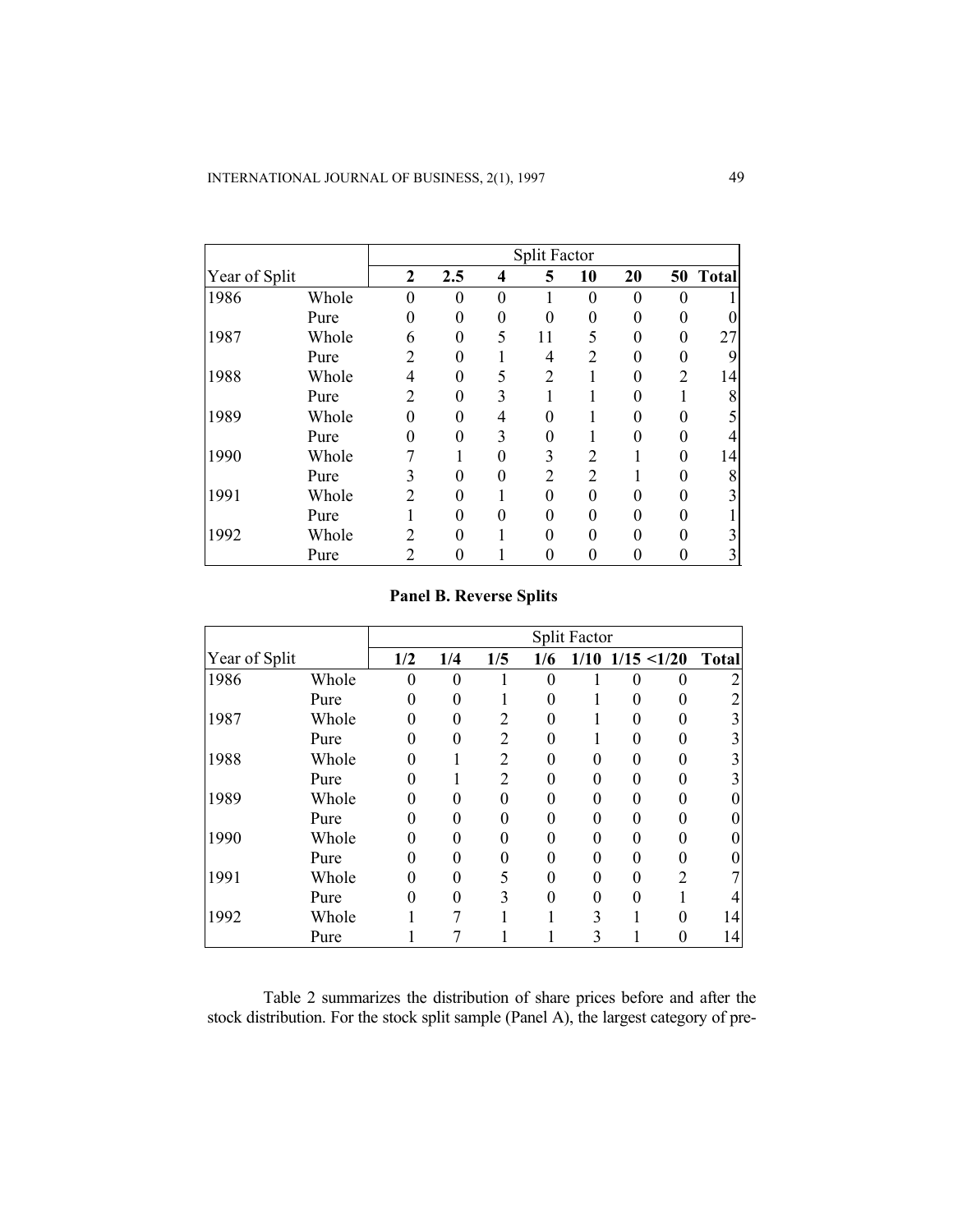| Year of Split | | Split Factor | | | | | | | |
|---|---|---|---|---|---|---|---|---|---|
| | | **2** | **2.5** | **4** | **5** | **10** | **20** | **50** | **Total** |
| 1986 | Whole | 0 | 0 | 0 | 1 | 0 | 0 | 0 | 1 |
| | Pure | 0 | 0 | 0 | 0 | 0 | 0 | 0 | 0 |
| 1987 | Whole | 6 | 0 | 5 | 11 | 5 | 0 | 0 | 27 |
| | Pure | 2 | 0 | 1 | 4 | 2 | 0 | 0 | 9 |
| 1988 | Whole | 4 | 0 | 5 | 2 | 1 | 0 | 2 | 14 |
| | Pure | 2 | 0 | 3 | 1 | 1 | 0 | 1 | 8 |
| 1989 | Whole | 0 | 0 | 4 | 0 | 1 | 0 | 0 | 5 |
| | Pure | 0 | 0 | 3 | 0 | 1 | 0 | 0 | 4 |
| 1990 | Whole | 7 | 1 | 0 | 3 | 2 | 1 | 0 | 14 |
| | Pure | 3 | 0 | 0 | 2 | 2 | 1 | 0 | 8 |
| 1991 | Whole | 2 | 0 | 1 | 0 | 0 | 0 | 0 | 3 |
| | Pure | 1 | 0 | 0 | 0 | 0 | 0 | 0 | 1 |
| 1992 | Whole | 2 | 0 | 1 | 0 | 0 | 0 | 0 | 3 |
| | Pure | 2 | 0 | 1 | 0 | 0 | 0 | 0 | 3 |

**Panel B. Reverse Splits**

| Year of Split | | Split Factor | | | | | | | |
|---|---|---|---|---|---|---|---|---|---|
| | | **1/2** | **1/4** | **1/5** | **1/6** | **1/10** | **1/15** | **<1/20** | **Total** |
| 1986 | Whole | 0 | 0 | 1 | 0 | 1 | 0 | 0 | 2 |
| | Pure | 0 | 0 | 1 | 0 | 1 | 0 | 0 | 2 |
| 1987 | Whole | 0 | 0 | 2 | 0 | 1 | 0 | 0 | 3 |
| | Pure | 0 | 0 | 2 | 0 | 1 | 0 | 0 | 3 |
| 1988 | Whole | 0 | 1 | 2 | 0 | 0 | 0 | 0 | 3 |
| | Pure | 0 | 1 | 2 | 0 | 0 | 0 | 0 | 3 |
| 1989 | Whole | 0 | 0 | 0 | 0 | 0 | 0 | 0 | 0 |
| | Pure | 0 | 0 | 0 | 0 | 0 | 0 | 0 | 0 |
| 1990 | Whole | 0 | 0 | 0 | 0 | 0 | 0 | 0 | 0 |
| | Pure | 0 | 0 | 0 | 0 | 0 | 0 | 0 | 0 |
| 1991 | Whole | 0 | 0 | 5 | 0 | 0 | 0 | 2 | 7 |
| | Pure | 0 | 0 | 3 | 0 | 0 | 0 | 1 | 4 |
| 1992 | Whole | 1 | 7 | 1 | 1 | 3 | 1 | 0 | 14 |
| | Pure | 1 | 7 | 1 | 1 | 3 | 1 | 0 | 14 |

Table 2 summarizes the distribution of share prices before and after the stock distribution. For the stock split sample (Panel A), the largest category of pre-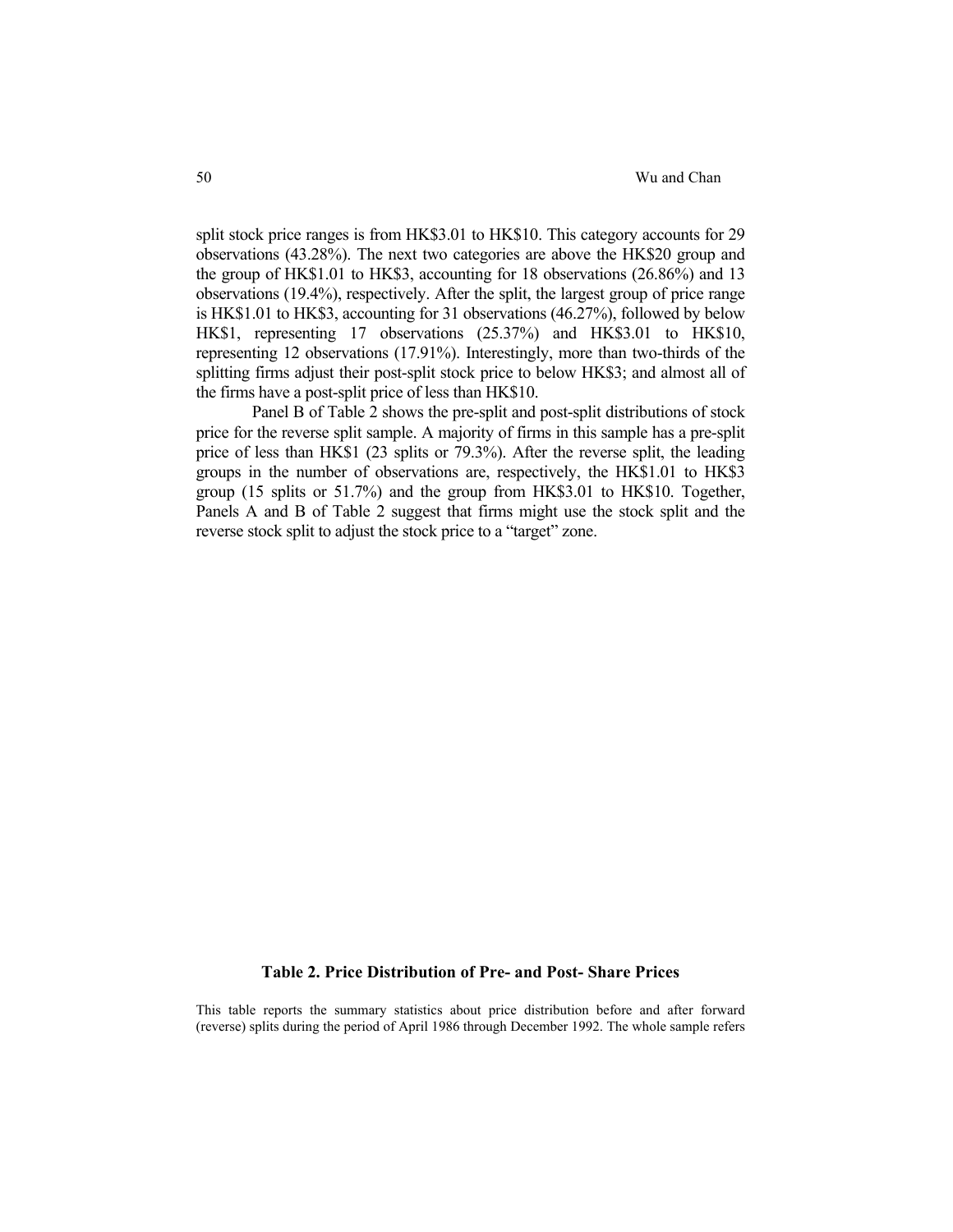split stock price ranges is from HK$3.01 to HK$10. This category accounts for 29 observations (43.28%). The next two categories are above the HK$20 group and the group of HK$1.01 to HK$3, accounting for 18 observations (26.86%) and 13 observations (19.4%), respectively. After the split, the largest group of price range is HK$1.01 to HK$3, accounting for 31 observations (46.27%), followed by below HK$1, representing 17 observations (25.37%) and HK$3.01 to HK$10, representing 12 observations (17.91%). Interestingly, more than two-thirds of the splitting firms adjust their post-split stock price to below HK$3; and almost all of the firms have a post-split price of less than HK$10.

Panel B of Table 2 shows the pre-split and post-split distributions of stock price for the reverse split sample. A majority of firms in this sample has a pre-split price of less than HK$1 (23 splits or 79.3%). After the reverse split, the leading groups in the number of observations are, respectively, the HK$1.01 to HK$3 group (15 splits or 51.7%) and the group from HK$3.01 to HK$10. Together, Panels A and B of Table 2 suggest that firms might use the stock split and the reverse stock split to adjust the stock price to a "target" zone.

**Table 2. Price Distribution of Pre- and Post- Share Prices**

This table reports the summary statistics about price distribution before and after forward (reverse) splits during the period of April 1986 through December 1992. The whole sample refers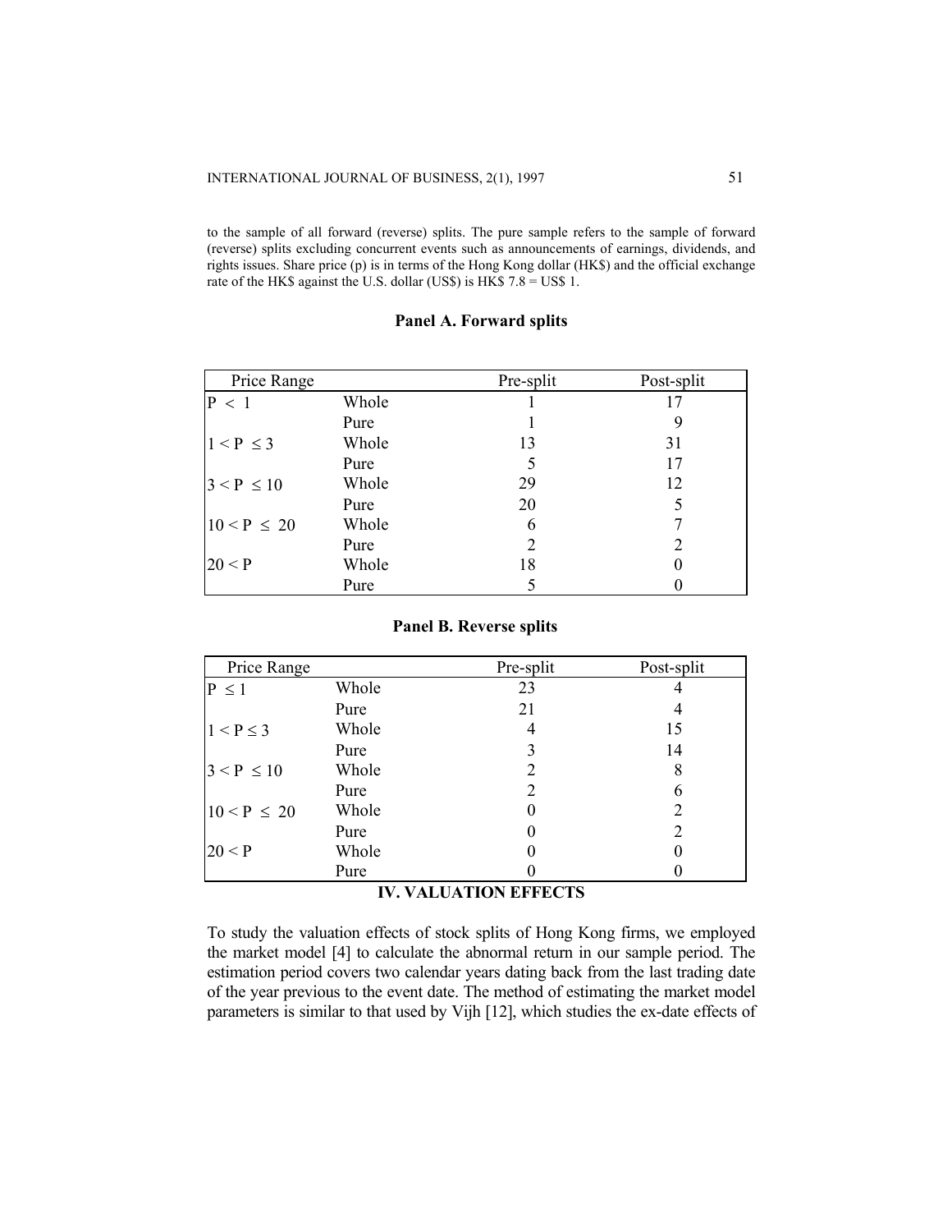to the sample of all forward (reverse) splits. The pure sample refers to the sample of forward (reverse) splits excluding concurrent events such as announcements of earnings, dividends, and rights issues. Share price (p) is in terms of the Hong Kong dollar (HK$) and the official exchange rate of the HK$ against the U.S. dollar (US$) is HK$ 7.8 = US$ 1.

**Panel A. Forward splits**

| Price Range | | Pre-split | Post-split |
|---|---|---|---|
| $P < 1$ | Whole | 1 | 17 |
| | Pure | 1 | 9 |
| $1 < P \leq 3$ | Whole | 13 | 31 |
| | Pure | 5 | 17 |
| $3 < P \leq 10$ | Whole | 29 | 12 |
| | Pure | 20 | 5 |
| $10 < P \leq 20$ | Whole | 6 | 7 |
| | Pure | 2 | 2 |
| $20 < P$ | Whole | 18 | 0 |
| | Pure | 5 | 0 |

**Panel B. Reverse splits**

| Price Range | | Pre-split | Post-split |
|---|---|---|---|
| $P \leq 1$ | Whole | 23 | 4 |
| | Pure | 21 | 4 |
| $1 < P \leq 3$ | Whole | 4 | 15 |
| | Pure | 3 | 14 |
| $3 < P \leq 10$ | Whole | 2 | 8 |
| | Pure | 2 | 6 |
| $10 < P \leq 20$ | Whole | 0 | 2 |
| | Pure | 0 | 2 |
| $20 < P$ | Whole | 0 | 0 |
| | Pure | 0 | 0 |

## IV. VALUATION EFFECTS

To study the valuation effects of stock splits of Hong Kong firms, we employed the market model [4] to calculate the abnormal return in our sample period. The estimation period covers two calendar years dating back from the last trading date of the year previous to the event date. The method of estimating the market model parameters is similar to that used by Vijh [12], which studies the ex-date effects of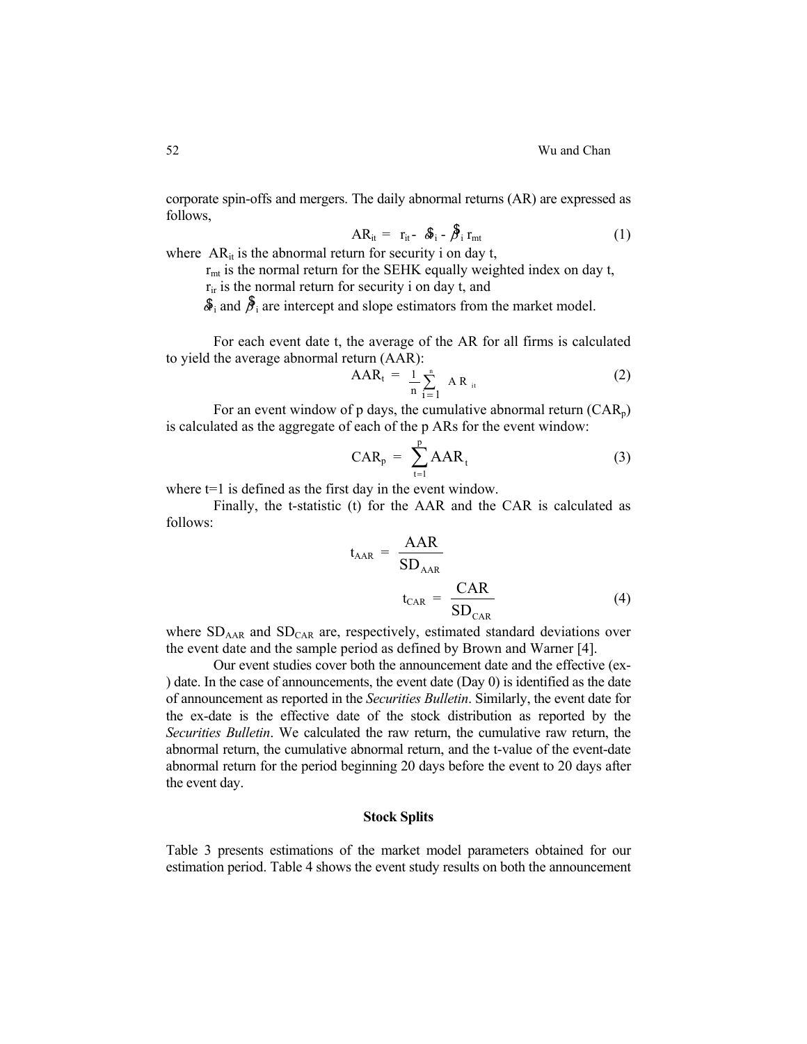corporate spin-offs and mergers. The daily abnormal returns (AR) are expressed as follows,

$$AR_{it} = r_{it} - \hat{\alpha}_i - \hat{\beta}_i r_{mt} \tag{1}$$

where $AR_{it}$ is the abnormal return for security i on day t,

$r_{mt}$ is the normal return for the SEHK equally weighted index on day t,

$r_{ir}$ is the normal return for security i on day t, and

$\hat{\alpha}_i$ and $\hat{\beta}_i$ are intercept and slope estimators from the market model.

For each event date t, the average of the AR for all firms is calculated to yield the average abnormal return (AAR):

$$AAR_t = \frac{1}{n}\sum_{i=1}^{n} AR_{it} \tag{2}$$

For an event window of p days, the cumulative abnormal return ($CAR_p$) is calculated as the aggregate of each of the p ARs for the event window:

$$CAR_p = \sum_{t=1}^{p} AAR_t \tag{3}$$

where t=1 is defined as the first day in the event window.

Finally, the t-statistic (t) for the AAR and the CAR is calculated as follows:

$$t_{AAR} = \frac{AAR}{SD_{AAR}}$$

$$t_{CAR} = \frac{CAR}{SD_{CAR}} \tag{4}$$

where $SD_{AAR}$ and $SD_{CAR}$ are, respectively, estimated standard deviations over the event date and the sample period as defined by Brown and Warner [4].

Our event studies cover both the announcement date and the effective (ex-) date. In the case of announcements, the event date (Day 0) is identified as the date of announcement as reported in the *Securities Bulletin*. Similarly, the event date for the ex-date is the effective date of the stock distribution as reported by the *Securities Bulletin*. We calculated the raw return, the cumulative raw return, the abnormal return, the cumulative abnormal return, and the t-value of the event-date abnormal return for the period beginning 20 days before the event to 20 days after the event day.

### Stock Splits

Table 3 presents estimations of the market model parameters obtained for our estimation period. Table 4 shows the event study results on both the announcement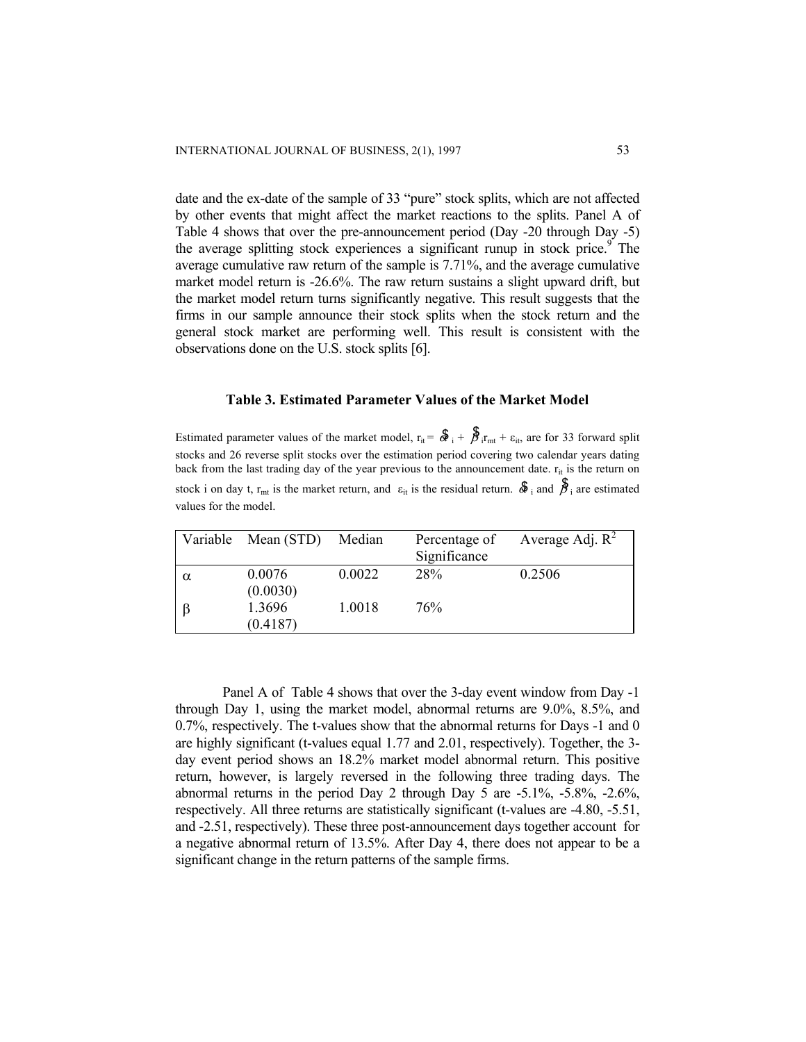date and the ex-date of the sample of 33 "pure" stock splits, which are not affected by other events that might affect the market reactions to the splits. Panel A of Table 4 shows that over the pre-announcement period (Day -20 through Day -5) the average splitting stock experiences a significant runup in stock price.[9] The average cumulative raw return of the sample is 7.71%, and the average cumulative market model return is -26.6%. The raw return sustains a slight upward drift, but the market model return turns significantly negative. This result suggests that the firms in our sample announce their stock splits when the stock return and the general stock market are performing well. This result is consistent with the observations done on the U.S. stock splits [6].

### Table 3. Estimated Parameter Values of the Market Model

Estimated parameter values of the market model, $r_{it} = \hat{\alpha}_i + \hat{\beta}_i r_{mt} + \varepsilon_{it}$, are for 33 forward split stocks and 26 reverse split stocks over the estimation period covering two calendar years dating back from the last trading day of the year previous to the announcement date. $r_{it}$ is the return on stock i on day t, $r_{mt}$ is the market return, and $\varepsilon_{it}$ is the residual return. $\hat{\alpha}_i$ and $\hat{\beta}_i$ are estimated values for the model.

| Variable | Mean (STD) | Median | Percentage of Significance | Average Adj. $R^2$ |
|---|---|---|---|---|
| $\alpha$ | 0.0076 (0.0030) | 0.0022 | 28% | 0.2506 |
| $\beta$ | 1.3696 (0.4187) | 1.0018 | 76% | |

Panel A of Table 4 shows that over the 3-day event window from Day -1 through Day 1, using the market model, abnormal returns are 9.0%, 8.5%, and 0.7%, respectively. The t-values show that the abnormal returns for Days -1 and 0 are highly significant (t-values equal 1.77 and 2.01, respectively). Together, the 3-day event period shows an 18.2% market model abnormal return. This positive return, however, is largely reversed in the following three trading days. The abnormal returns in the period Day 2 through Day 5 are -5.1%, -5.8%, -2.6%, respectively. All three returns are statistically significant (t-values are -4.80, -5.51, and -2.51, respectively). These three post-announcement days together account for a negative abnormal return of 13.5%. After Day 4, there does not appear to be a significant change in the return patterns of the sample firms.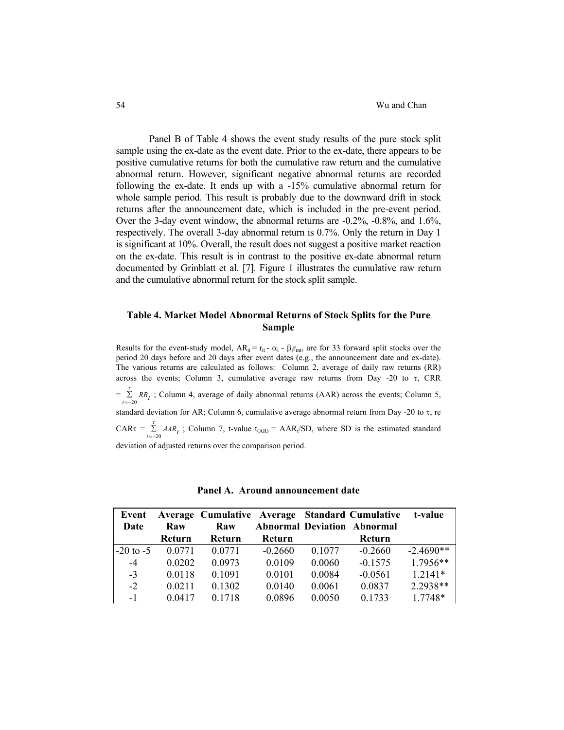Panel B of Table 4 shows the event study results of the pure stock split sample using the ex-date as the event date. Prior to the ex-date, there appears to be positive cumulative returns for both the cumulative raw return and the cumulative abnormal return. However, significant negative abnormal returns are recorded following the ex-date. It ends up with a -15% cumulative abnormal return for whole sample period. This result is probably due to the downward drift in stock returns after the announcement date, which is included in the pre-event period. Over the 3-day event window, the abnormal returns are -0.2%, -0.8%, and 1.6%, respectively. The overall 3-day abnormal return is 0.7%. Only the return in Day 1 is significant at 10%. Overall, the result does not suggest a positive market reaction on the ex-date. This result is in contrast to the positive ex-date abnormal return documented by Grinblatt et al. [7]. Figure 1 illustrates the cumulative raw return and the cumulative abnormal return for the stock split sample.

### Table 4. Market Model Abnormal Returns of Stock Splits for the Pure Sample

Results for the event-study model, $AR_{it} = r_{it} - \alpha_i - \beta_i r_{mt}$, are for 33 forward split stocks over the period 20 days before and 20 days after event dates (e.g., the announcement date and ex-date). The various returns are calculated as follows: Column 2, average of daily raw returns (RR) across the events; Column 3, cumulative average raw returns from Day -20 to $\tau$, CRR $= \sum_{t=-20}^{\tau} RR_t$ ; Column 4, average of daily abnormal returns (AAR) across the events; Column 5, standard deviation for AR; Column 6, cumulative average abnormal return from Day -20 to $\tau$, re $CAR\tau = \sum_{t=-20}^{\tau} AAR_t$ ; Column 7, t-value $t_{(AR)} = AAR_t/SD$, where SD is the estimated standard deviation of adjusted returns over the comparison period.

**Panel A. Around announcement date**

| Event Date | Average Raw Return | Cumulative Raw Return | Average Abnormal Return | Standard Deviation | Cumulative Abnormal Return | t-value |
|---|---|---|---|---|---|---|
| -20 to -5 | 0.0771 | 0.0771 | -0.2660 | 0.1077 | -0.2660 | -2.4690** |
| -4 | 0.0202 | 0.0973 | 0.0109 | 0.0060 | -0.1575 | 1.7956** |
| -3 | 0.0118 | 0.1091 | 0.0101 | 0.0084 | -0.0561 | 1.2141* |
| -2 | 0.0211 | 0.1302 | 0.0140 | 0.0061 | 0.0837 | 2.2938** |
| -1 | 0.0417 | 0.1718 | 0.0896 | 0.0050 | 0.1733 | 1.7748* |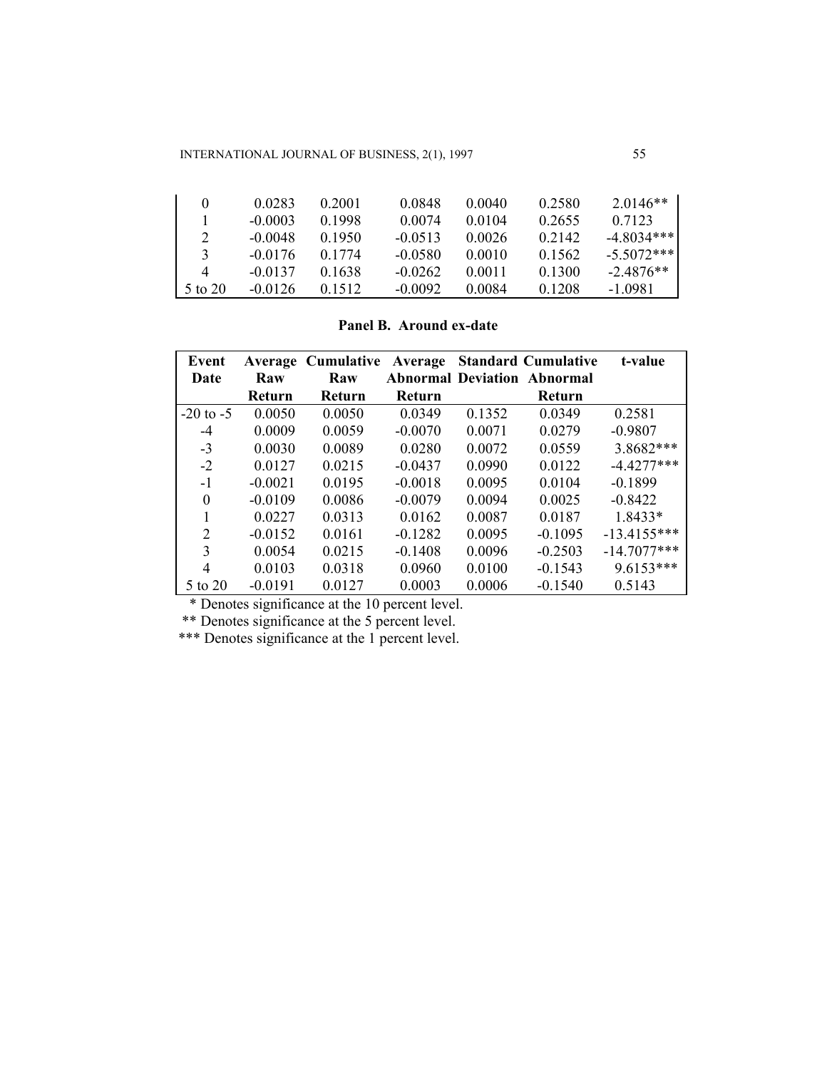| | | | | | | |
|---|---|---|---|---|---|---|
| 0 | 0.0283 | 0.2001 | 0.0848 | 0.0040 | 0.2580 | 2.0146** |
| 1 | -0.0003 | 0.1998 | 0.0074 | 0.0104 | 0.2655 | 0.7123 |
| 2 | -0.0048 | 0.1950 | -0.0513 | 0.0026 | 0.2142 | -4.8034*** |
| 3 | -0.0176 | 0.1774 | -0.0580 | 0.0010 | 0.1562 | -5.5072*** |
| 4 | -0.0137 | 0.1638 | -0.0262 | 0.0011 | 0.1300 | -2.4876** |
| 5 to 20 | -0.0126 | 0.1512 | -0.0092 | 0.0084 | 0.1208 | -1.0981 |

**Panel B. Around ex-date**

| Event Date | Average Raw Return | Cumulative Raw Return | Average Abnormal Return | Standard Deviation | Cumulative Abnormal Return | t-value |
|---|---|---|---|---|---|---|
| -20 to -5 | 0.0050 | 0.0050 | 0.0349 | 0.1352 | 0.0349 | 0.2581 |
| -4 | 0.0009 | 0.0059 | -0.0070 | 0.0071 | 0.0279 | -0.9807 |
| -3 | 0.0030 | 0.0089 | 0.0280 | 0.0072 | 0.0559 | 3.8682*** |
| -2 | 0.0127 | 0.0215 | -0.0437 | 0.0990 | 0.0122 | -4.4277*** |
| -1 | -0.0021 | 0.0195 | -0.0018 | 0.0095 | 0.0104 | -0.1899 |
| 0 | -0.0109 | 0.0086 | -0.0079 | 0.0094 | 0.0025 | -0.8422 |
| 1 | 0.0227 | 0.0313 | 0.0162 | 0.0087 | 0.0187 | 1.8433* |
| 2 | -0.0152 | 0.0161 | -0.1282 | 0.0095 | -0.1095 | -13.4155*** |
| 3 | 0.0054 | 0.0215 | -0.1408 | 0.0096 | -0.2503 | -14.7077*** |
| 4 | 0.0103 | 0.0318 | 0.0960 | 0.0100 | -0.1543 | 9.6153*** |
| 5 to 20 | -0.0191 | 0.0127 | 0.0003 | 0.0006 | -0.1540 | 0.5143 |

\* Denotes significance at the 10 percent level.

\** Denotes significance at the 5 percent level.

\*** Denotes significance at the 1 percent level.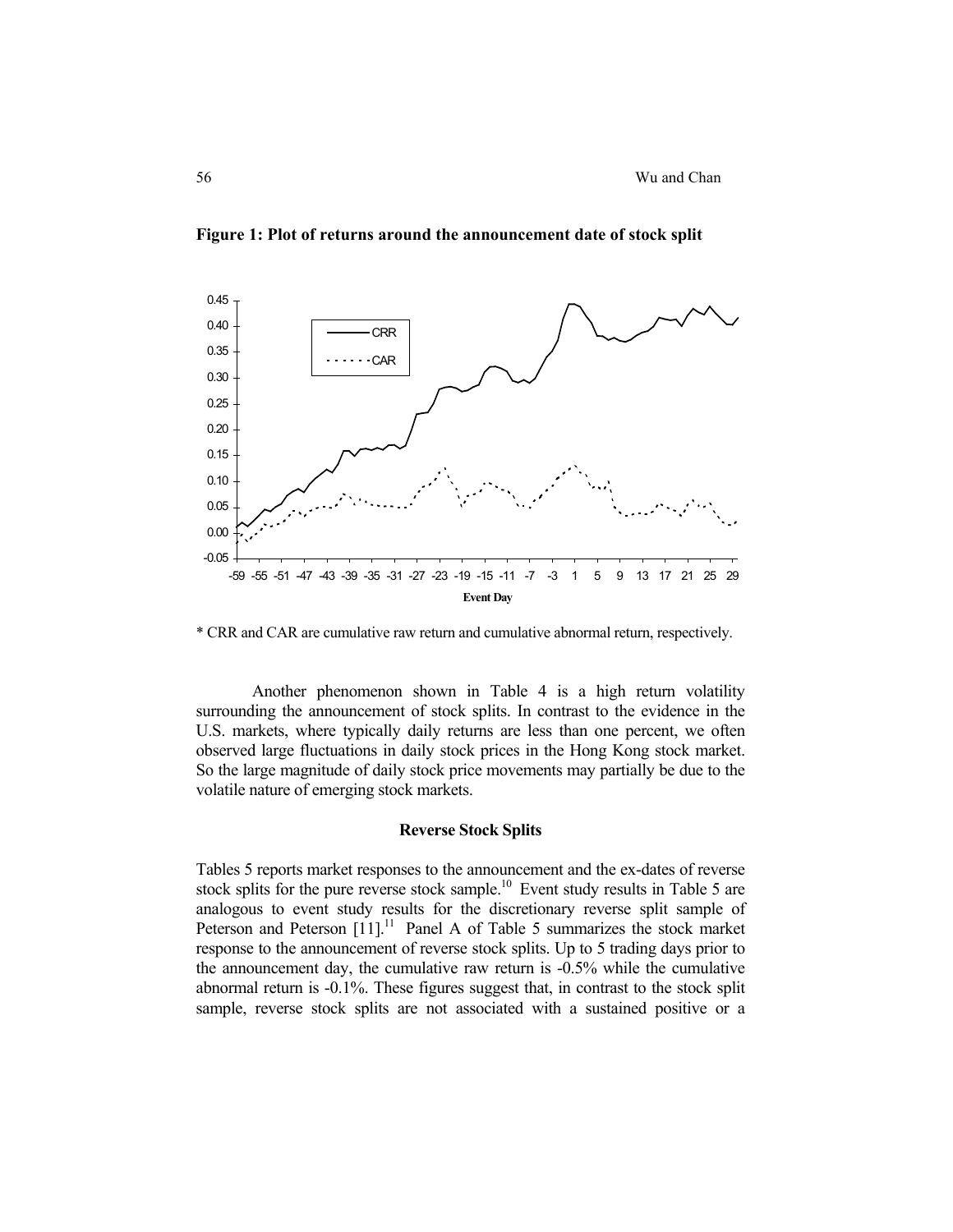**Figure 1: Plot of returns around the announcement date of stock split**

\* CRR and CAR are cumulative raw return and cumulative abnormal return, respectively.

Another phenomenon shown in Table 4 is a high return volatility surrounding the announcement of stock splits. In contrast to the evidence in the U.S. markets, where typically daily returns are less than one percent, we often observed large fluctuations in daily stock prices in the Hong Kong stock market. So the large magnitude of daily stock price movements may partially be due to the volatile nature of emerging stock markets.

### Reverse Stock Splits

Tables 5 reports market responses to the announcement and the ex-dates of reverse stock splits for the pure reverse stock sample.[10] Event study results in Table 5 are analogous to event study results for the discretionary reverse split sample of Peterson and Peterson [11].[11] Panel A of Table 5 summarizes the stock market response to the announcement of reverse stock splits. Up to 5 trading days prior to the announcement day, the cumulative raw return is -0.5% while the cumulative abnormal return is -0.1%. These figures suggest that, in contrast to the stock split sample, reverse stock splits are not associated with a sustained positive or a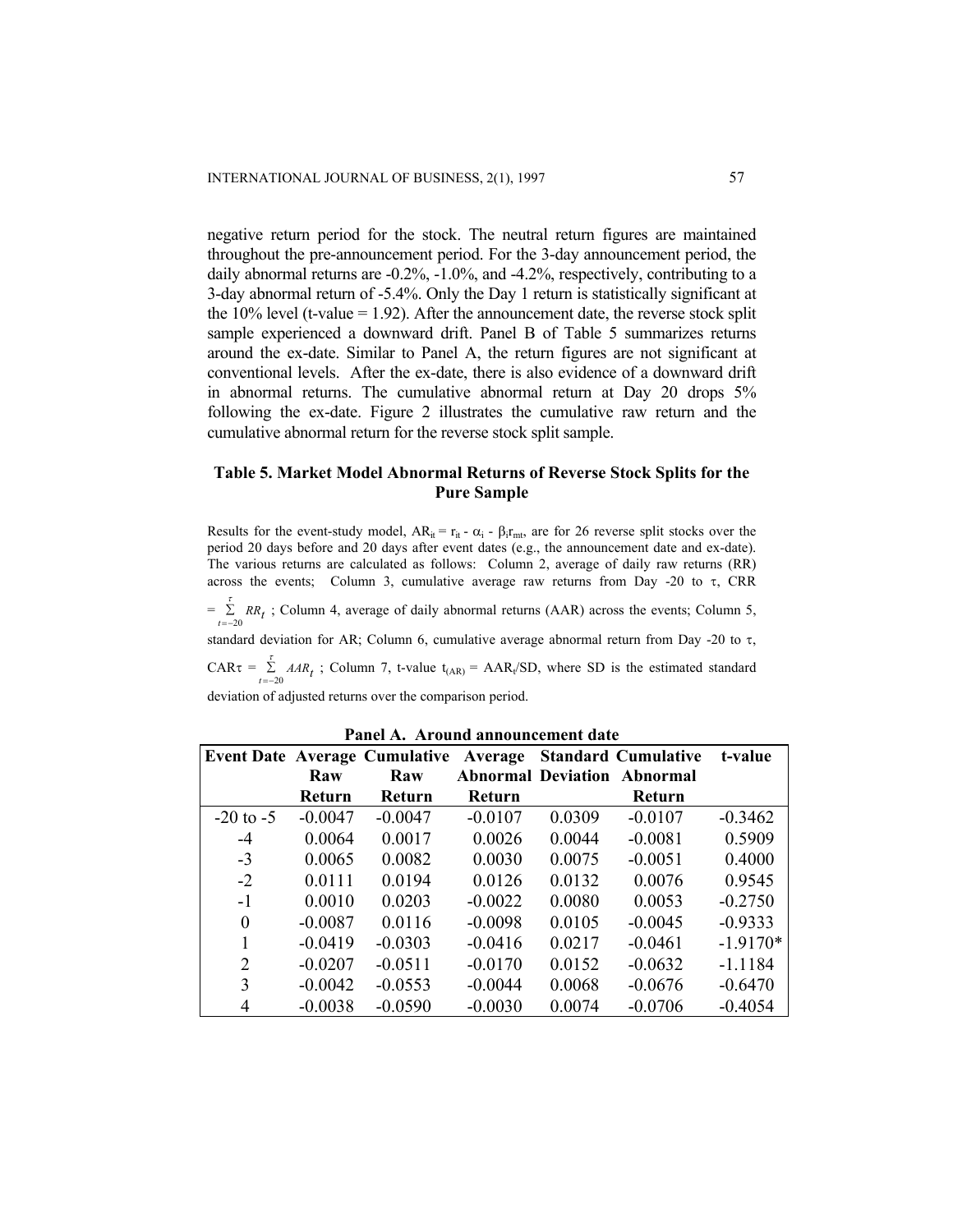negative return period for the stock. The neutral return figures are maintained throughout the pre-announcement period. For the 3-day announcement period, the daily abnormal returns are -0.2%, -1.0%, and -4.2%, respectively, contributing to a 3-day abnormal return of -5.4%. Only the Day 1 return is statistically significant at the 10% level (t-value = 1.92). After the announcement date, the reverse stock split sample experienced a downward drift. Panel B of Table 5 summarizes returns around the ex-date. Similar to Panel A, the return figures are not significant at conventional levels. After the ex-date, there is also evidence of a downward drift in abnormal returns. The cumulative abnormal return at Day 20 drops 5% following the ex-date. Figure 2 illustrates the cumulative raw return and the cumulative abnormal return for the reverse stock split sample.

## Table 5. Market Model Abnormal Returns of Reverse Stock Splits for the Pure Sample

Results for the event-study model, $AR_{it} = r_{it} - \alpha_i - \beta_i r_{mt}$, are for 26 reverse split stocks over the period 20 days before and 20 days after event dates (e.g., the announcement date and ex-date). The various returns are calculated as follows: Column 2, average of daily raw returns (RR) across the events; Column 3, cumulative average raw returns from Day -20 to $\tau$, CRR $= \sum_{t=-20}^{\tau} RR_t$ ; Column 4, average of daily abnormal returns (AAR) across the events; Column 5, standard deviation for AR; Column 6, cumulative average abnormal return from Day -20 to $\tau$, $CAR\tau = \sum_{t=-20}^{\tau} AAR_t$ ; Column 7, t-value $t_{(AR)} = AAR_t/SD$, where SD is the estimated standard deviation of adjusted returns over the comparison period.

**Panel A. Around announcement date**

| Event Date | Average Raw Return | Cumulative Raw Return | Average Abnormal Return | Standard Deviation | Cumulative Abnormal Return | t-value |
|---|---|---|---|---|---|---|
| -20 to -5 | -0.0047 | -0.0047 | -0.0107 | 0.0309 | -0.0107 | -0.3462 |
| -4 | 0.0064 | 0.0017 | 0.0026 | 0.0044 | -0.0081 | 0.5909 |
| -3 | 0.0065 | 0.0082 | 0.0030 | 0.0075 | -0.0051 | 0.4000 |
| -2 | 0.0111 | 0.0194 | 0.0126 | 0.0132 | 0.0076 | 0.9545 |
| -1 | 0.0010 | 0.0203 | -0.0022 | 0.0080 | 0.0053 | -0.2750 |
| 0 | -0.0087 | 0.0116 | -0.0098 | 0.0105 | -0.0045 | -0.9333 |
| 1 | -0.0419 | -0.0303 | -0.0416 | 0.0217 | -0.0461 | -1.9170* |
| 2 | -0.0207 | -0.0511 | -0.0170 | 0.0152 | -0.0632 | -1.1184 |
| 3 | -0.0042 | -0.0553 | -0.0044 | 0.0068 | -0.0676 | -0.6470 |
| 4 | -0.0038 | -0.0590 | -0.0030 | 0.0074 | -0.0706 | -0.4054 |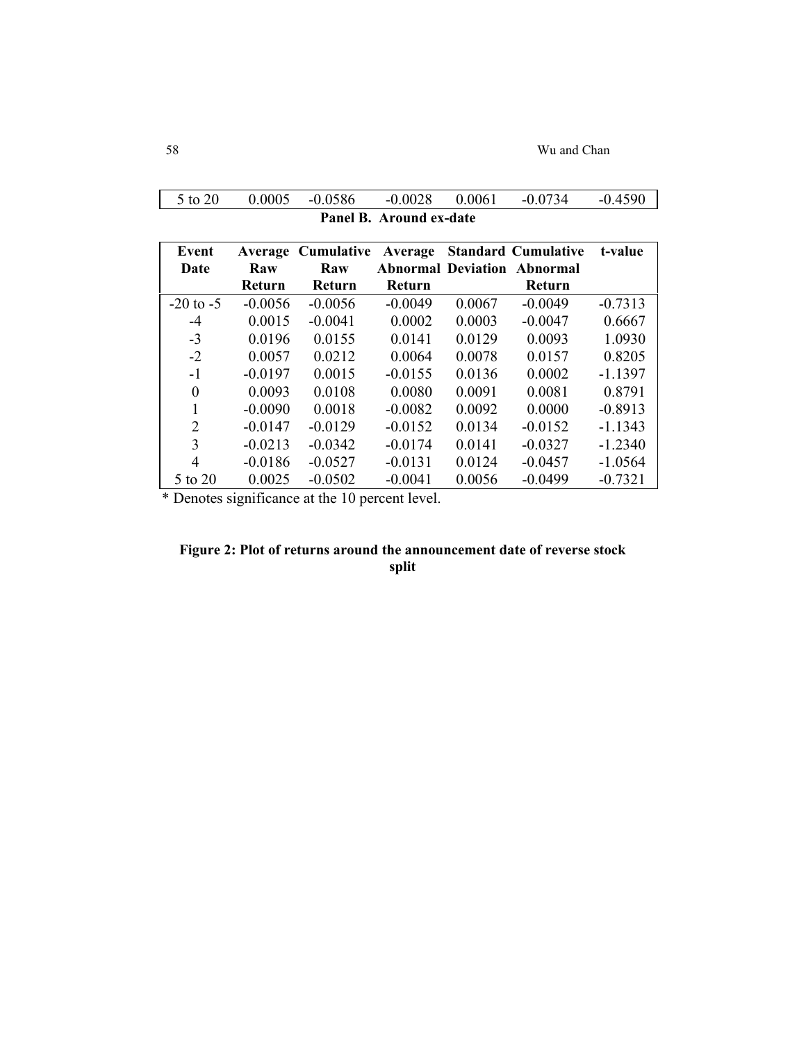| 5 to 20 | 0.0005 | -0.0586 | -0.0028 | 0.0061 | -0.0734 | -0.4590 |
|---|---|---|---|---|---|---|

**Panel B. Around ex-date**

| Event Date | Average Raw Return | Cumulative Raw Return | Average Abnormal Return | Standard Deviation | Cumulative Abnormal Return | t-value |
|---|---|---|---|---|---|---|
| -20 to -5 | -0.0056 | -0.0056 | -0.0049 | 0.0067 | -0.0049 | -0.7313 |
| -4 | 0.0015 | -0.0041 | 0.0002 | 0.0003 | -0.0047 | 0.6667 |
| -3 | 0.0196 | 0.0155 | 0.0141 | 0.0129 | 0.0093 | 1.0930 |
| -2 | 0.0057 | 0.0212 | 0.0064 | 0.0078 | 0.0157 | 0.8205 |
| -1 | -0.0197 | 0.0015 | -0.0155 | 0.0136 | 0.0002 | -1.1397 |
| 0 | 0.0093 | 0.0108 | 0.0080 | 0.0091 | 0.0081 | 0.8791 |
| 1 | -0.0090 | 0.0018 | -0.0082 | 0.0092 | 0.0000 | -0.8913 |
| 2 | -0.0147 | -0.0129 | -0.0152 | 0.0134 | -0.0152 | -1.1343 |
| 3 | -0.0213 | -0.0342 | -0.0174 | 0.0141 | -0.0327 | -1.2340 |
| 4 | -0.0186 | -0.0527 | -0.0131 | 0.0124 | -0.0457 | -1.0564 |
| 5 to 20 | 0.0025 | -0.0502 | -0.0041 | 0.0056 | -0.0499 | -0.7321 |

* Denotes significance at the 10 percent level.

**Figure 2: Plot of returns around the announcement date of reverse stock split**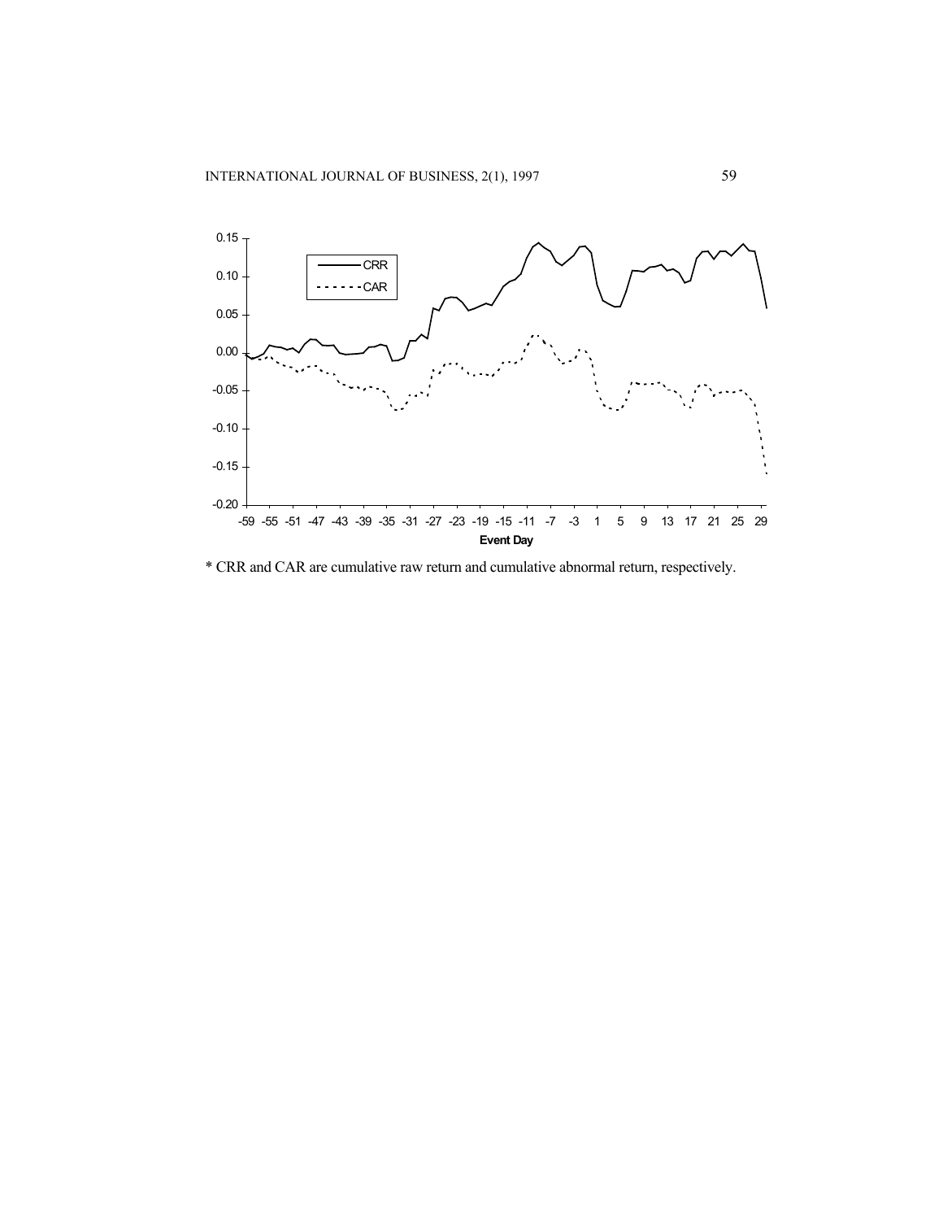* CRR and CAR are cumulative raw return and cumulative abnormal return, respectively.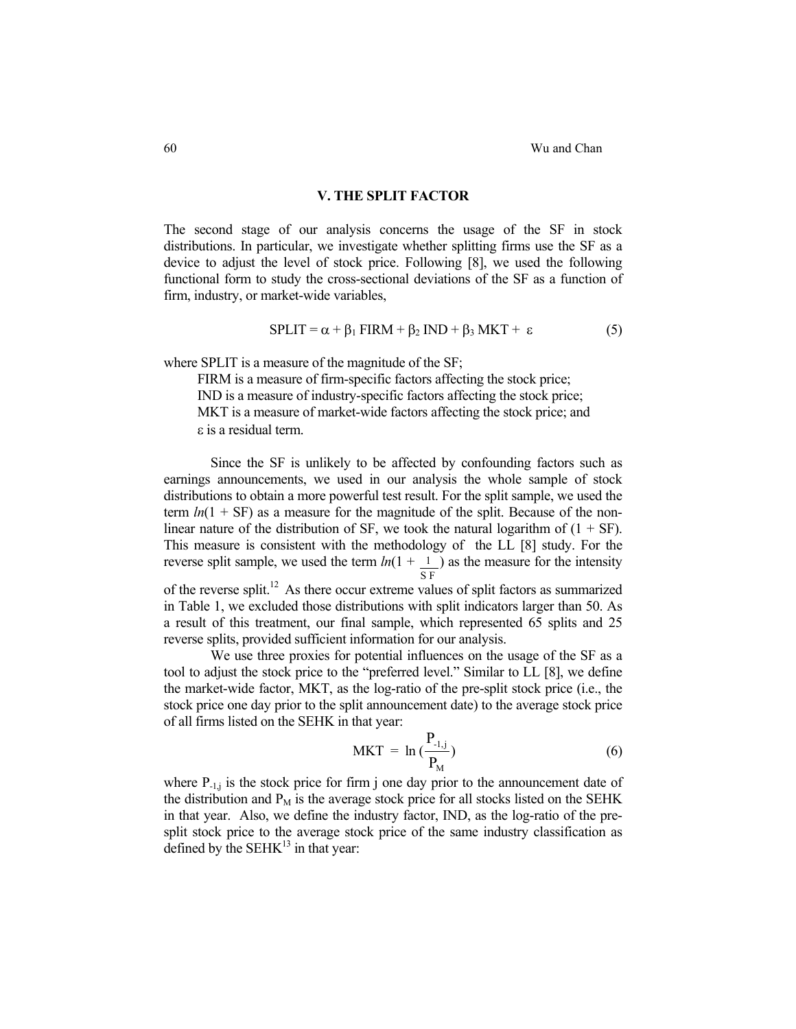## V. THE SPLIT FACTOR

The second stage of our analysis concerns the usage of the SF in stock distributions. In particular, we investigate whether splitting firms use the SF as a device to adjust the level of stock price. Following [8], we used the following functional form to study the cross-sectional deviations of the SF as a function of firm, industry, or market-wide variables,

$$\text{SPLIT} = \alpha + \beta_1 \text{ FIRM} + \beta_2 \text{ IND} + \beta_3 \text{ MKT} + \varepsilon \tag{5}$$

where SPLIT is a measure of the magnitude of the SF;

FIRM is a measure of firm-specific factors affecting the stock price;
IND is a measure of industry-specific factors affecting the stock price;
MKT is a measure of market-wide factors affecting the stock price; and
$\varepsilon$ is a residual term.

Since the SF is unlikely to be affected by confounding factors such as earnings announcements, we used in our analysis the whole sample of stock distributions to obtain a more powerful test result. For the split sample, we used the term $ln(1 + \text{SF})$ as a measure for the magnitude of the split. Because of the non-linear nature of the distribution of SF, we took the natural logarithm of $(1 + \text{SF})$. This measure is consistent with the methodology of the LL [8] study. For the reverse split sample, we used the term $ln(1 + \frac{1}{\text{SF}})$ as the measure for the intensity of the reverse split.[12] As there occur extreme values of split factors as summarized in Table 1, we excluded those distributions with split indicators larger than 50. As a result of this treatment, our final sample, which represented 65 splits and 25 reverse splits, provided sufficient information for our analysis.

We use three proxies for potential influences on the usage of the SF as a tool to adjust the stock price to the "preferred level." Similar to LL [8], we define the market-wide factor, MKT, as the log-ratio of the pre-split stock price (i.e., the stock price one day prior to the split announcement date) to the average stock price of all firms listed on the SEHK in that year:

$$\text{MKT} = \ln\left(\frac{P_{-1,j}}{P_M}\right) \tag{6}$$

where $P_{-1,j}$ is the stock price for firm j one day prior to the announcement date of the distribution and $P_M$ is the average stock price for all stocks listed on the SEHK in that year. Also, we define the industry factor, IND, as the log-ratio of the pre-split stock price to the average stock price of the same industry classification as defined by the SEHK[13] in that year: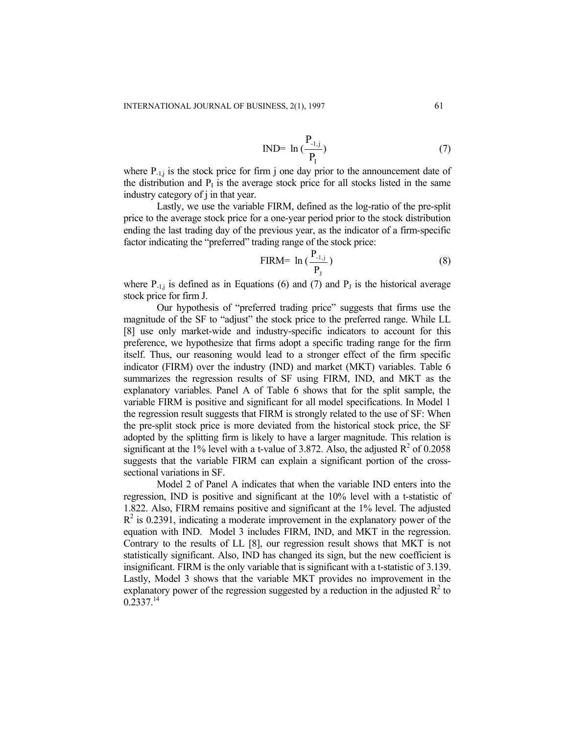$$\text{IND} = \ln\left(\frac{P_{-1,j}}{P_I}\right) \tag{7}$$

where $P_{-1,j}$ is the stock price for firm j one day prior to the announcement date of the distribution and $P_I$ is the average stock price for all stocks listed in the same industry category of j in that year.

Lastly, we use the variable FIRM, defined as the log-ratio of the pre-split price to the average stock price for a one-year period prior to the stock distribution ending the last trading day of the previous year, as the indicator of a firm-specific factor indicating the "preferred" trading range of the stock price:

$$\text{FIRM} = \ln\left(\frac{P_{-1,j}}{P_J}\right) \tag{8}$$

where $P_{-1,j}$ is defined as in Equations (6) and (7) and $P_J$ is the historical average stock price for firm J.

Our hypothesis of "preferred trading price" suggests that firms use the magnitude of the SF to "adjust" the stock price to the preferred range. While LL [8] use only market-wide and industry-specific indicators to account for this preference, we hypothesize that firms adopt a specific trading range for the firm itself. Thus, our reasoning would lead to a stronger effect of the firm specific indicator (FIRM) over the industry (IND) and market (MKT) variables. Table 6 summarizes the regression results of SF using FIRM, IND, and MKT as the explanatory variables. Panel A of Table 6 shows that for the split sample, the variable FIRM is positive and significant for all model specifications. In Model 1 the regression result suggests that FIRM is strongly related to the use of SF: When the pre-split stock price is more deviated from the historical stock price, the SF adopted by the splitting firm is likely to have a larger magnitude. This relation is significant at the 1% level with a t-value of 3.872. Also, the adjusted $R^2$ of 0.2058 suggests that the variable FIRM can explain a significant portion of the cross-sectional variations in SF.

Model 2 of Panel A indicates that when the variable IND enters into the regression, IND is positive and significant at the 10% level with a t-statistic of 1.822. Also, FIRM remains positive and significant at the 1% level. The adjusted $R^2$ is 0.2391, indicating a moderate improvement in the explanatory power of the equation with IND. Model 3 includes FIRM, IND, and MKT in the regression. Contrary to the results of LL [8], our regression result shows that MKT is not statistically significant. Also, IND has changed its sign, but the new coefficient is insignificant. FIRM is the only variable that is significant with a t-statistic of 3.139. Lastly, Model 3 shows that the variable MKT provides no improvement in the explanatory power of the regression suggested by a reduction in the adjusted $R^2$ to 0.2337.[14]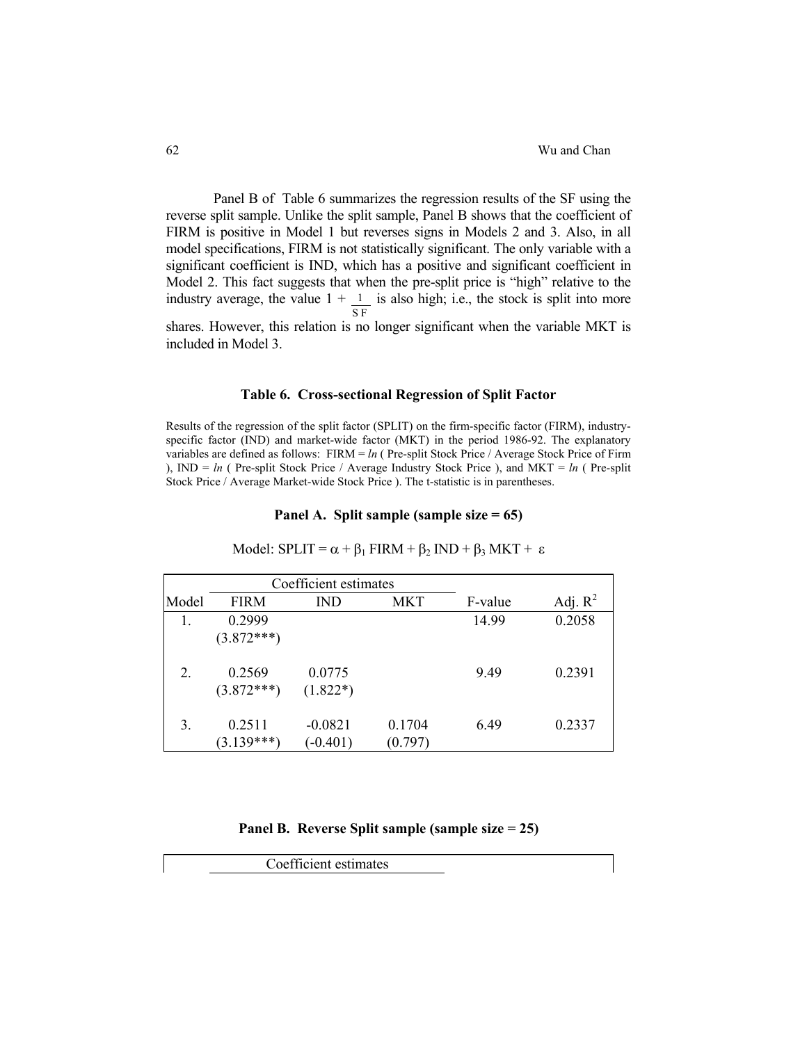Panel B of Table 6 summarizes the regression results of the SF using the reverse split sample. Unlike the split sample, Panel B shows that the coefficient of FIRM is positive in Model 1 but reverses signs in Models 2 and 3. Also, in all model specifications, FIRM is not statistically significant. The only variable with a significant coefficient is IND, which has a positive and significant coefficient in Model 2. This fact suggests that when the pre-split price is "high" relative to the industry average, the value $1 + \frac{1}{SF}$ is also high; i.e., the stock is split into more shares. However, this relation is no longer significant when the variable MKT is included in Model 3.

**Table 6. Cross-sectional Regression of Split Factor**

Results of the regression of the split factor (SPLIT) on the firm-specific factor (FIRM), industry-specific factor (IND) and market-wide factor (MKT) in the period 1986-92. The explanatory variables are defined as follows: FIRM = *ln* ( Pre-split Stock Price / Average Stock Price of Firm ), IND = *ln* ( Pre-split Stock Price / Average Industry Stock Price ), and MKT = *ln* ( Pre-split Stock Price / Average Market-wide Stock Price ). The t-statistic is in parentheses.

**Panel A. Split sample (sample size = 65)**

Model: $SPLIT = \alpha + \beta_1 \, FIRM + \beta_2 \, IND + \beta_3 \, MKT + \varepsilon$

| | Coefficient estimates | | | | |
|---|---|---|---|---|---|
| Model | FIRM | IND | MKT | F-value | Adj. $R^2$ |
| 1. | 0.2999 (3.872***) | | | 14.99 | 0.2058 |
| 2. | 0.2569 (3.872***) | 0.0775 (1.822*) | | 9.49 | 0.2391 |
| 3. | 0.2511 (3.139***) | -0.0821 (-0.401) | 0.1704 (0.797) | 6.49 | 0.2337 |

**Panel B. Reverse Split sample (sample size = 25)**

| | Coefficient estimates | | | | |
|---|---|---|---|---|---|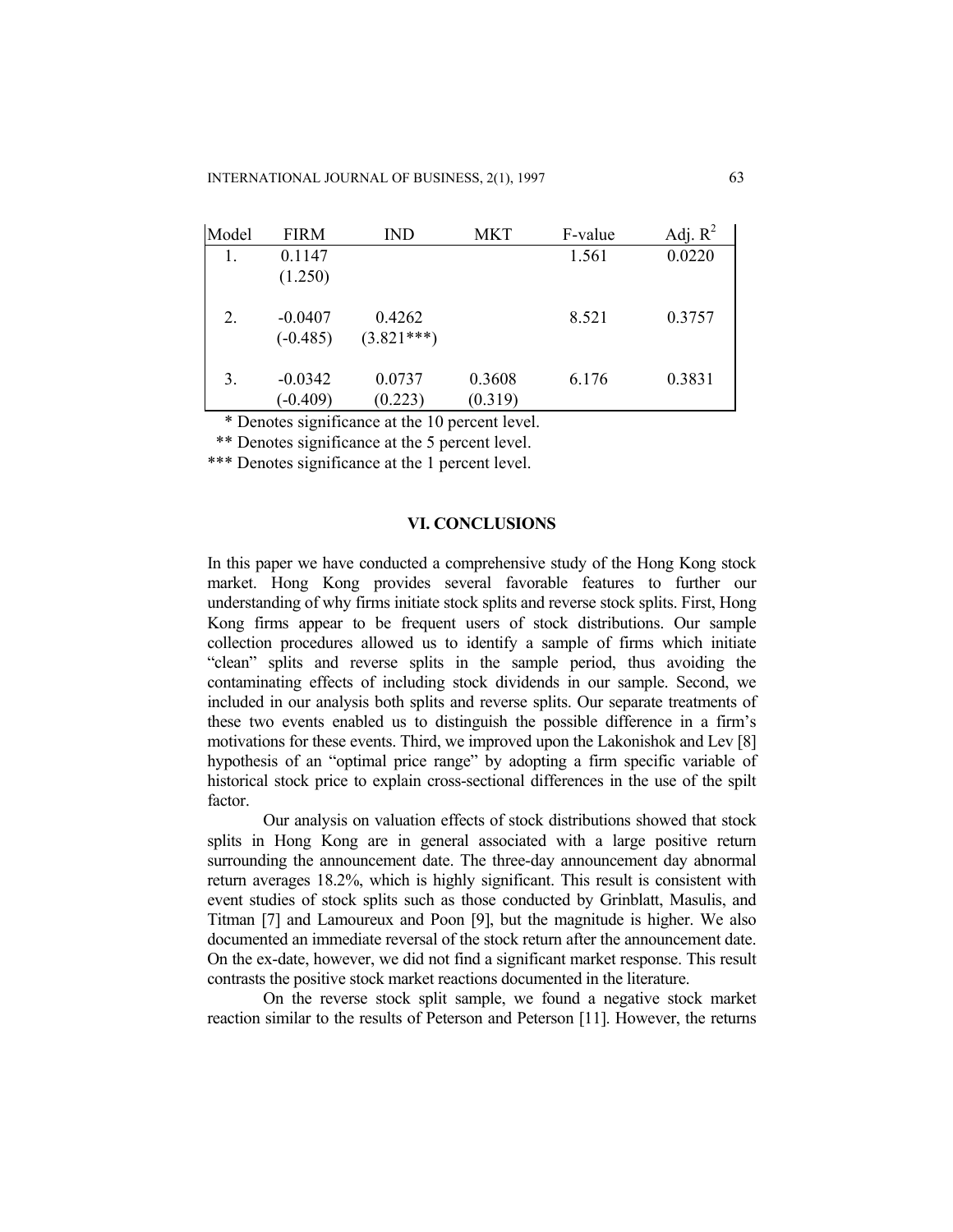| Model | FIRM | IND | MKT | F-value | Adj. $R^2$ |
|---|---|---|---|---|---|
| 1. | 0.1147 (1.250) | | | 1.561 | 0.0220 |
| 2. | -0.0407 (-0.485) | 0.4262 (3.821***) | | 8.521 | 0.3757 |
| 3. | -0.0342 (-0.409) | 0.0737 (0.223) | 0.3608 (0.319) | 6.176 | 0.3831 |

\* Denotes significance at the 10 percent level.

** Denotes significance at the 5 percent level.

*** Denotes significance at the 1 percent level.

## VI. CONCLUSIONS

In this paper we have conducted a comprehensive study of the Hong Kong stock market. Hong Kong provides several favorable features to further our understanding of why firms initiate stock splits and reverse stock splits. First, Hong Kong firms appear to be frequent users of stock distributions. Our sample collection procedures allowed us to identify a sample of firms which initiate "clean" splits and reverse splits in the sample period, thus avoiding the contaminating effects of including stock dividends in our sample. Second, we included in our analysis both splits and reverse splits. Our separate treatments of these two events enabled us to distinguish the possible difference in a firm's motivations for these events. Third, we improved upon the Lakonishok and Lev [8] hypothesis of an "optimal price range" by adopting a firm specific variable of historical stock price to explain cross-sectional differences in the use of the spilt factor.

Our analysis on valuation effects of stock distributions showed that stock splits in Hong Kong are in general associated with a large positive return surrounding the announcement date. The three-day announcement day abnormal return averages 18.2%, which is highly significant. This result is consistent with event studies of stock splits such as those conducted by Grinblatt, Masulis, and Titman [7] and Lamoureux and Poon [9], but the magnitude is higher. We also documented an immediate reversal of the stock return after the announcement date. On the ex-date, however, we did not find a significant market response. This result contrasts the positive stock market reactions documented in the literature.

On the reverse stock split sample, we found a negative stock market reaction similar to the results of Peterson and Peterson [11]. However, the returns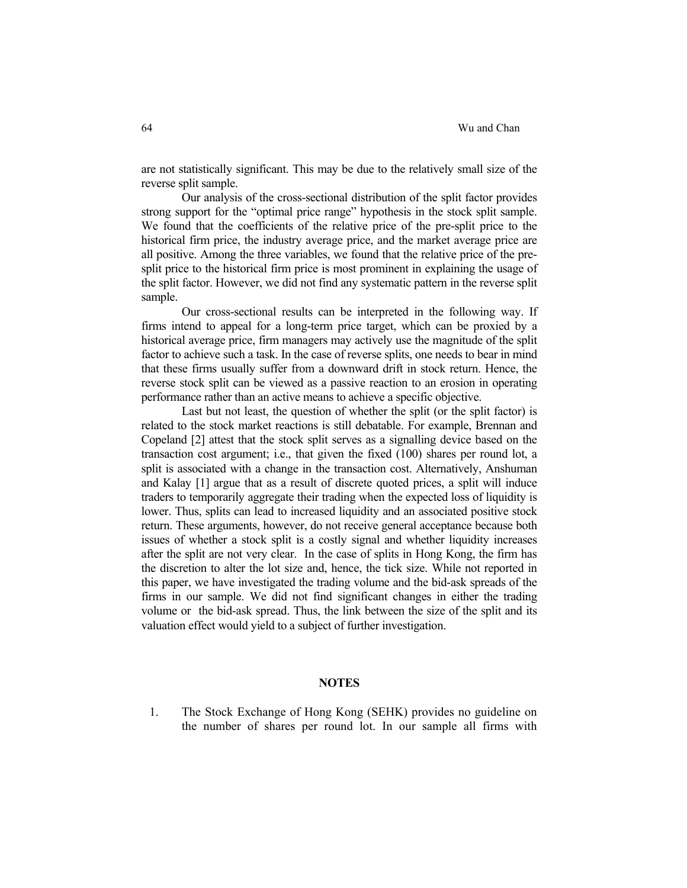are not statistically significant. This may be due to the relatively small size of the reverse split sample.

Our analysis of the cross-sectional distribution of the split factor provides strong support for the "optimal price range" hypothesis in the stock split sample. We found that the coefficients of the relative price of the pre-split price to the historical firm price, the industry average price, and the market average price are all positive. Among the three variables, we found that the relative price of the pre-split price to the historical firm price is most prominent in explaining the usage of the split factor. However, we did not find any systematic pattern in the reverse split sample.

Our cross-sectional results can be interpreted in the following way. If firms intend to appeal for a long-term price target, which can be proxied by a historical average price, firm managers may actively use the magnitude of the split factor to achieve such a task. In the case of reverse splits, one needs to bear in mind that these firms usually suffer from a downward drift in stock return. Hence, the reverse stock split can be viewed as a passive reaction to an erosion in operating performance rather than an active means to achieve a specific objective.

Last but not least, the question of whether the split (or the split factor) is related to the stock market reactions is still debatable. For example, Brennan and Copeland [2] attest that the stock split serves as a signalling device based on the transaction cost argument; i.e., that given the fixed (100) shares per round lot, a split is associated with a change in the transaction cost. Alternatively, Anshuman and Kalay [1] argue that as a result of discrete quoted prices, a split will induce traders to temporarily aggregate their trading when the expected loss of liquidity is lower. Thus, splits can lead to increased liquidity and an associated positive stock return. These arguments, however, do not receive general acceptance because both issues of whether a stock split is a costly signal and whether liquidity increases after the split are not very clear. In the case of splits in Hong Kong, the firm has the discretion to alter the lot size and, hence, the tick size. While not reported in this paper, we have investigated the trading volume and the bid-ask spreads of the firms in our sample. We did not find significant changes in either the trading volume or the bid-ask spread. Thus, the link between the size of the split and its valuation effect would yield to a subject of further investigation.

## NOTES

1. The Stock Exchange of Hong Kong (SEHK) provides no guideline on the number of shares per round lot. In our sample all firms with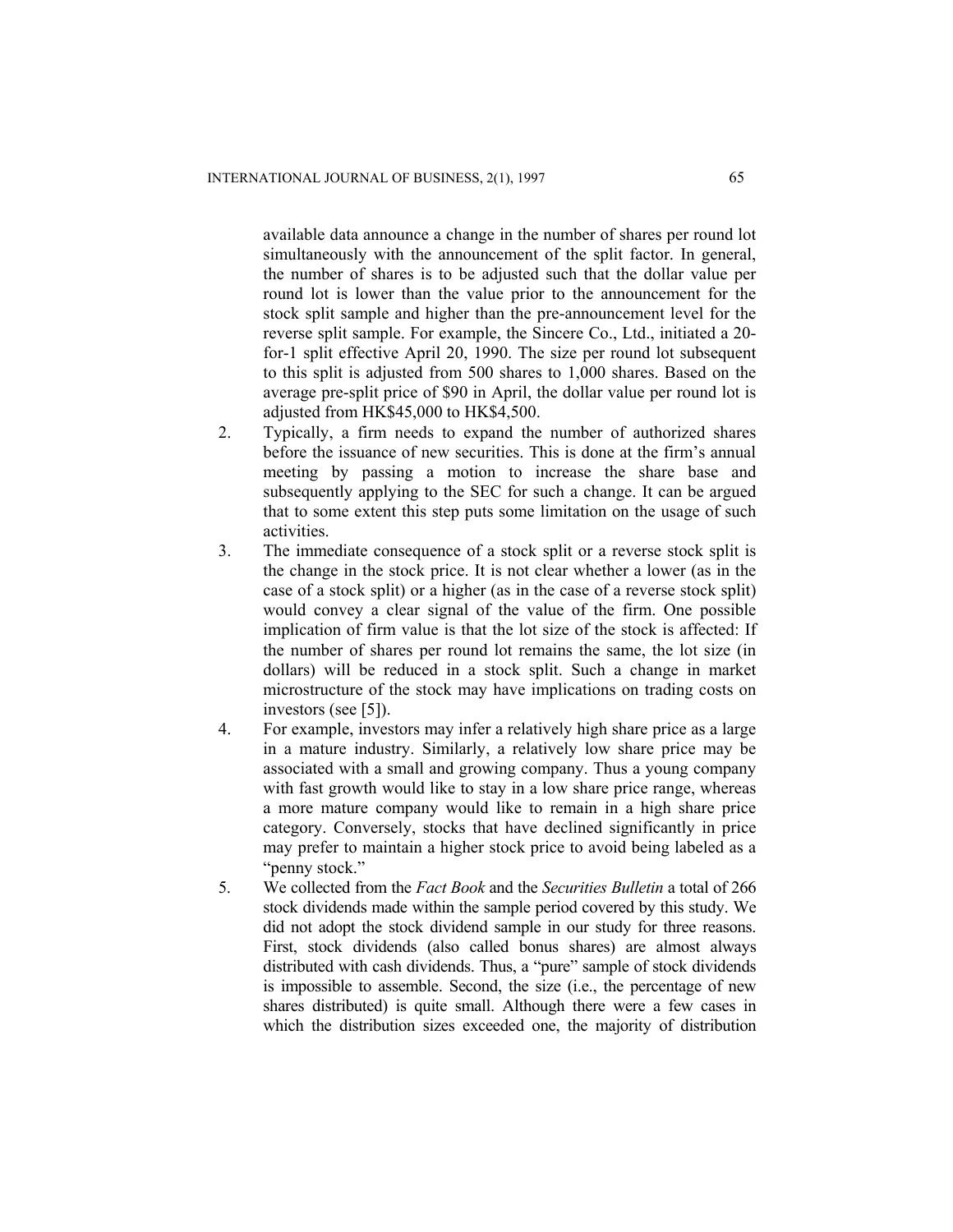available data announce a change in the number of shares per round lot simultaneously with the announcement of the split factor. In general, the number of shares is to be adjusted such that the dollar value per round lot is lower than the value prior to the announcement for the stock split sample and higher than the pre-announcement level for the reverse split sample. For example, the Sincere Co., Ltd., initiated a 20-for-1 split effective April 20, 1990. The size per round lot subsequent to this split is adjusted from 500 shares to 1,000 shares. Based on the average pre-split price of $90 in April, the dollar value per round lot is adjusted from HK$45,000 to HK$4,500.

2. Typically, a firm needs to expand the number of authorized shares before the issuance of new securities. This is done at the firm's annual meeting by passing a motion to increase the share base and subsequently applying to the SEC for such a change. It can be argued that to some extent this step puts some limitation on the usage of such activities.
3. The immediate consequence of a stock split or a reverse stock split is the change in the stock price. It is not clear whether a lower (as in the case of a stock split) or a higher (as in the case of a reverse stock split) would convey a clear signal of the value of the firm. One possible implication of firm value is that the lot size of the stock is affected: If the number of shares per round lot remains the same, the lot size (in dollars) will be reduced in a stock split. Such a change in market microstructure of the stock may have implications on trading costs on investors (see [5]).
4. For example, investors may infer a relatively high share price as a large in a mature industry. Similarly, a relatively low share price may be associated with a small and growing company. Thus a young company with fast growth would like to stay in a low share price range, whereas a more mature company would like to remain in a high share price category. Conversely, stocks that have declined significantly in price may prefer to maintain a higher stock price to avoid being labeled as a "penny stock."
5. We collected from the *Fact Book* and the *Securities Bulletin* a total of 266 stock dividends made within the sample period covered by this study. We did not adopt the stock dividend sample in our study for three reasons. First, stock dividends (also called bonus shares) are almost always distributed with cash dividends. Thus, a "pure" sample of stock dividends is impossible to assemble. Second, the size (i.e., the percentage of new shares distributed) is quite small. Although there were a few cases in which the distribution sizes exceeded one, the majority of distribution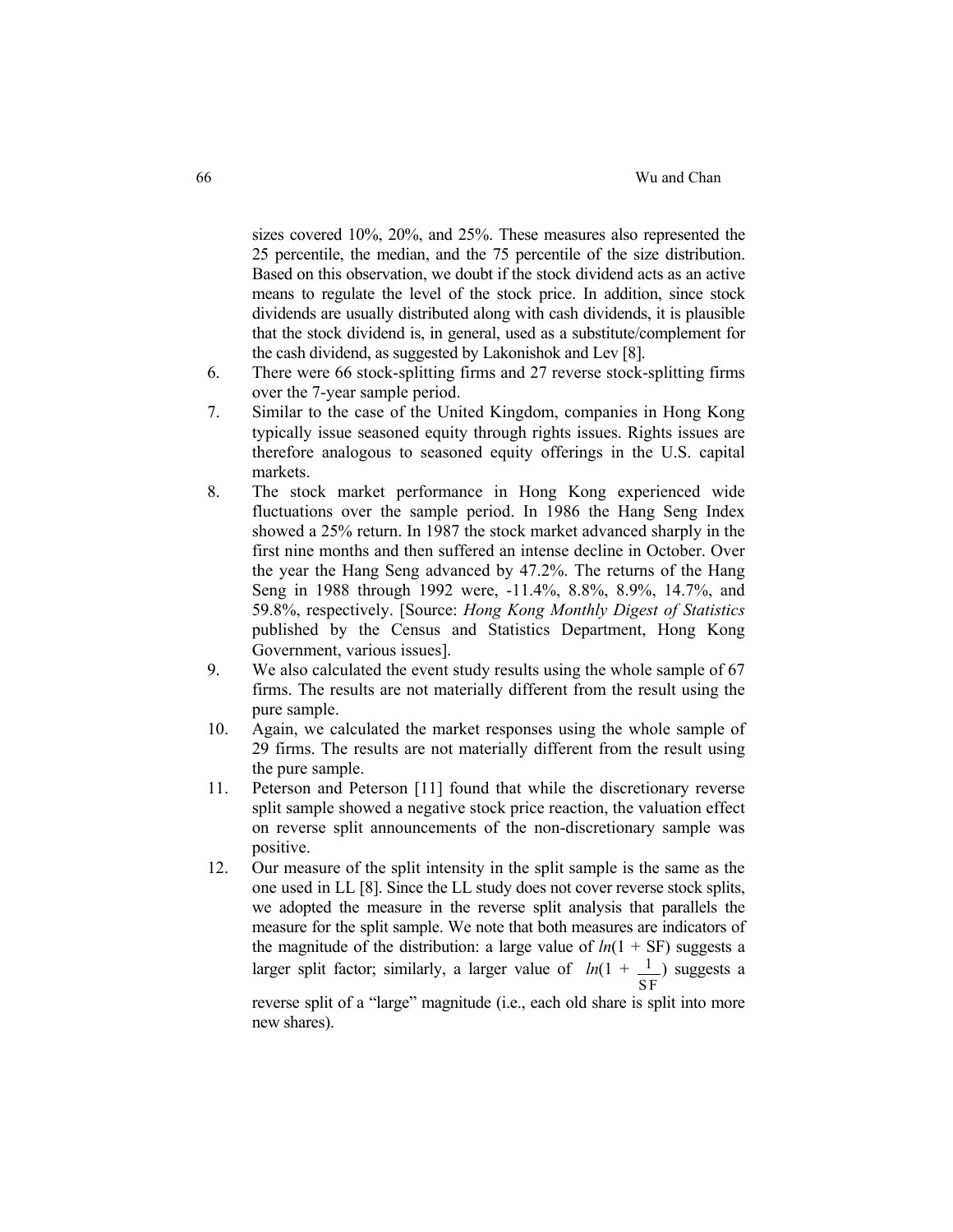sizes covered 10%, 20%, and 25%. These measures also represented the 25 percentile, the median, and the 75 percentile of the size distribution. Based on this observation, we doubt if the stock dividend acts as an active means to regulate the level of the stock price. In addition, since stock dividends are usually distributed along with cash dividends, it is plausible that the stock dividend is, in general, used as a substitute/complement for the cash dividend, as suggested by Lakonishok and Lev [8].

6. There were 66 stock-splitting firms and 27 reverse stock-splitting firms over the 7-year sample period.
7. Similar to the case of the United Kingdom, companies in Hong Kong typically issue seasoned equity through rights issues. Rights issues are therefore analogous to seasoned equity offerings in the U.S. capital markets.
8. The stock market performance in Hong Kong experienced wide fluctuations over the sample period. In 1986 the Hang Seng Index showed a 25% return. In 1987 the stock market advanced sharply in the first nine months and then suffered an intense decline in October. Over the year the Hang Seng advanced by 47.2%. The returns of the Hang Seng in 1988 through 1992 were, -11.4%, 8.8%, 8.9%, 14.7%, and 59.8%, respectively. [Source: *Hong Kong Monthly Digest of Statistics* published by the Census and Statistics Department, Hong Kong Government, various issues].
9. We also calculated the event study results using the whole sample of 67 firms. The results are not materially different from the result using the pure sample.
10. Again, we calculated the market responses using the whole sample of 29 firms. The results are not materially different from the result using the pure sample.
11. Peterson and Peterson [11] found that while the discretionary reverse split sample showed a negative stock price reaction, the valuation effect on reverse split announcements of the non-discretionary sample was positive.
12. Our measure of the split intensity in the split sample is the same as the one used in LL [8]. Since the LL study does not cover reverse stock splits, we adopted the measure in the reverse split analysis that parallels the measure for the split sample. We note that both measures are indicators of the magnitude of the distribution: a large value of $ln(1 + SF)$ suggests a larger split factor; similarly, a larger value of $ln(1 + \frac{1}{SF})$ suggests a reverse split of a "large" magnitude (i.e., each old share is split into more new shares).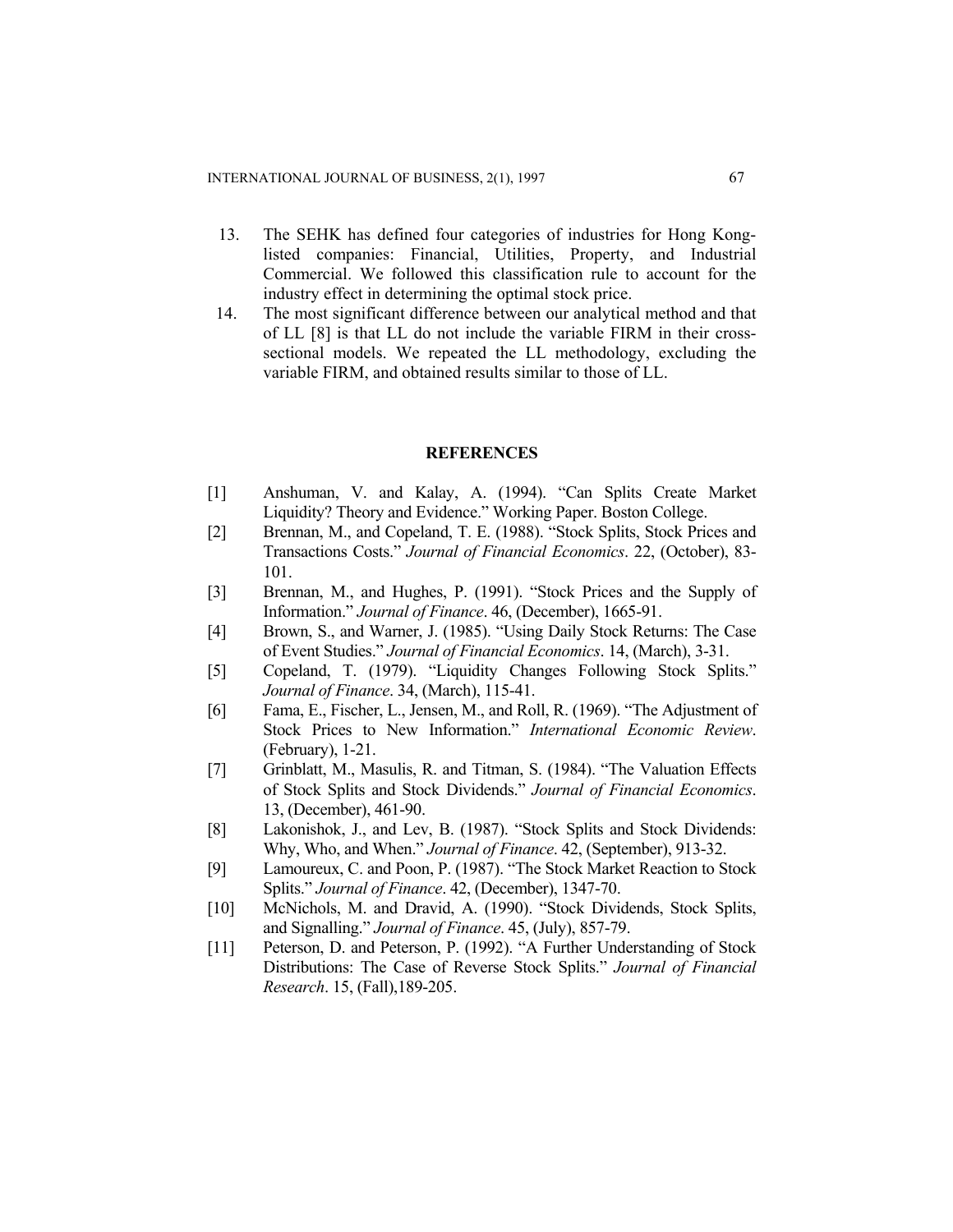13. The SEHK has defined four categories of industries for Hong Kong-listed companies: Financial, Utilities, Property, and Industrial Commercial. We followed this classification rule to account for the industry effect in determining the optimal stock price.
14. The most significant difference between our analytical method and that of LL [8] is that LL do not include the variable FIRM in their cross-sectional models. We repeated the LL methodology, excluding the variable FIRM, and obtained results similar to those of LL.

## REFERENCES

[1] Anshuman, V. and Kalay, A. (1994). "Can Splits Create Market Liquidity? Theory and Evidence." Working Paper. Boston College.

[2] Brennan, M., and Copeland, T. E. (1988). "Stock Splits, Stock Prices and Transactions Costs." *Journal of Financial Economics*. 22, (October), 83-101.

[3] Brennan, M., and Hughes, P. (1991). "Stock Prices and the Supply of Information." *Journal of Finance*. 46, (December), 1665-91.

[4] Brown, S., and Warner, J. (1985). "Using Daily Stock Returns: The Case of Event Studies." *Journal of Financial Economics*. 14, (March), 3-31.

[5] Copeland, T. (1979). "Liquidity Changes Following Stock Splits." *Journal of Finance*. 34, (March), 115-41.

[6] Fama, E., Fischer, L., Jensen, M., and Roll, R. (1969). "The Adjustment of Stock Prices to New Information." *International Economic Review*. (February), 1-21.

[7] Grinblatt, M., Masulis, R. and Titman, S. (1984). "The Valuation Effects of Stock Splits and Stock Dividends." *Journal of Financial Economics*. 13, (December), 461-90.

[8] Lakonishok, J., and Lev, B. (1987). "Stock Splits and Stock Dividends: Why, Who, and When." *Journal of Finance*. 42, (September), 913-32.

[9] Lamoureux, C. and Poon, P. (1987). "The Stock Market Reaction to Stock Splits." *Journal of Finance*. 42, (December), 1347-70.

[10] McNichols, M. and Dravid, A. (1990). "Stock Dividends, Stock Splits, and Signalling." *Journal of Finance*. 45, (July), 857-79.

[11] Peterson, D. and Peterson, P. (1992). "A Further Understanding of Stock Distributions: The Case of Reverse Stock Splits." *Journal of Financial Research*. 15, (Fall),189-205.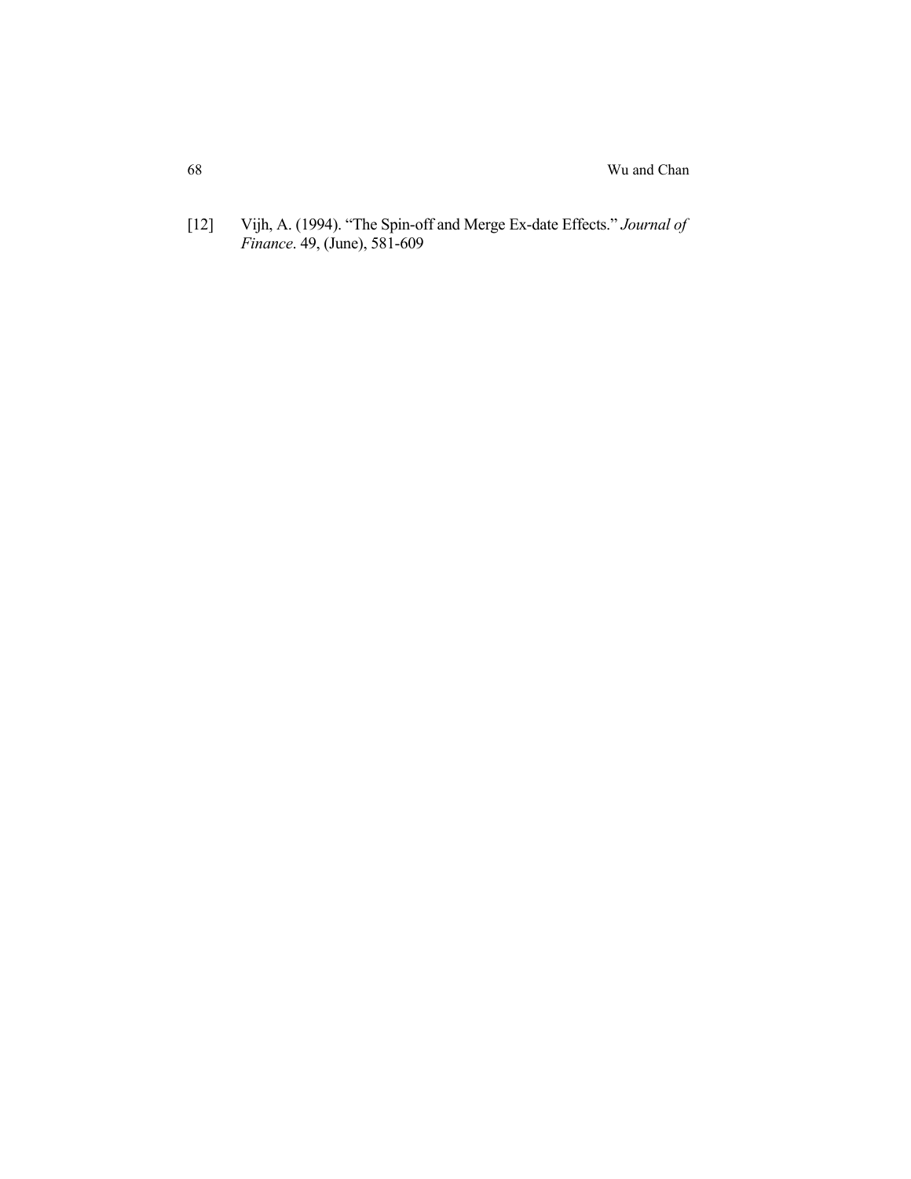[12] Vijh, A. (1994). "The Spin-off and Merge Ex-date Effects." *Journal of Finance*. 49, (June), 581-609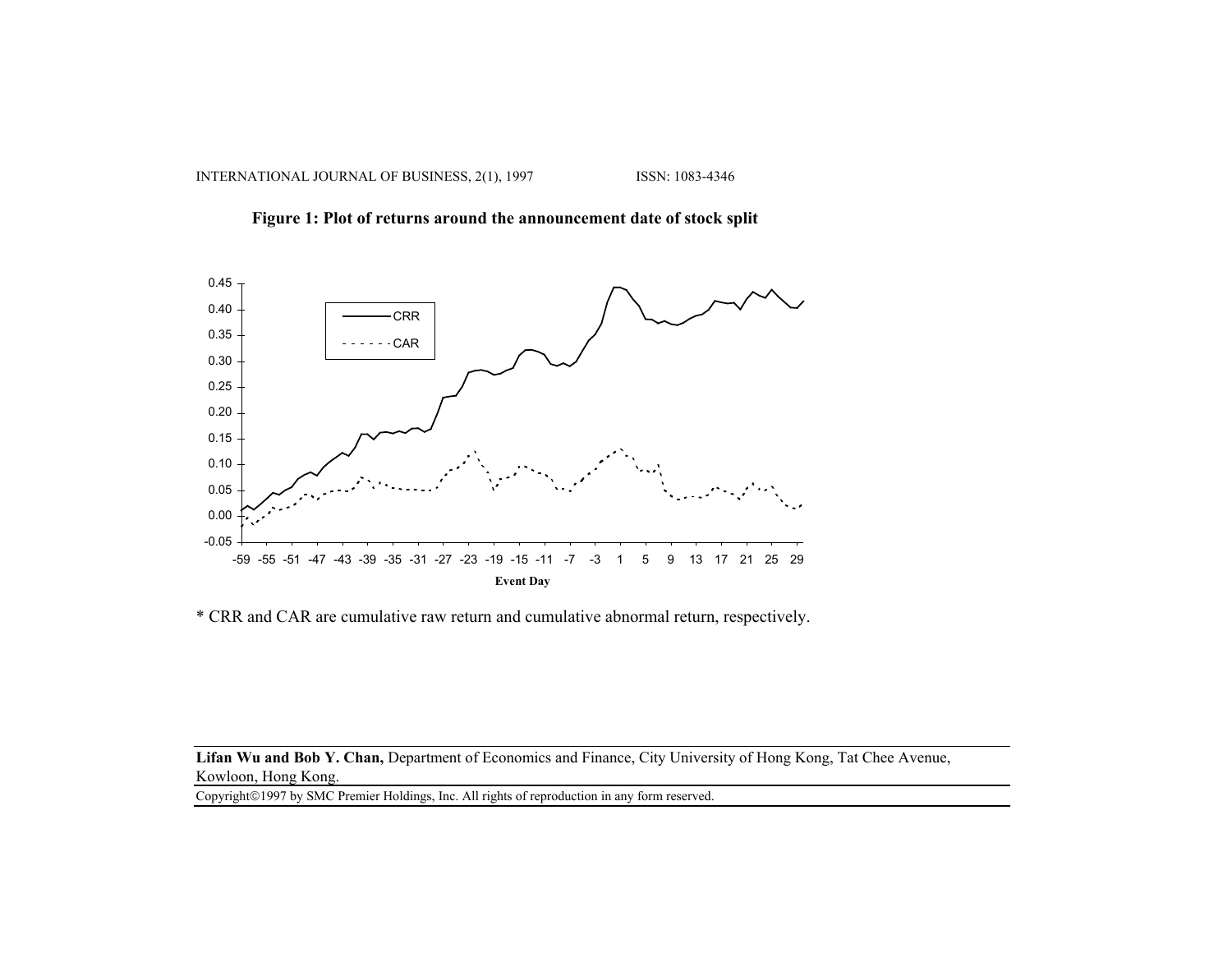**Figure 1: Plot of returns around the announcement date of stock split**

* CRR and CAR are cumulative raw return and cumulative abnormal return, respectively.

**Lifan Wu and Bob Y. Chan,** Department of Economics and Finance, City University of Hong Kong, Tat Chee Avenue, Kowloon, Hong Kong.

Copyright©1997 by SMC Premier Holdings, Inc. All rights of reproduction in any form reserved.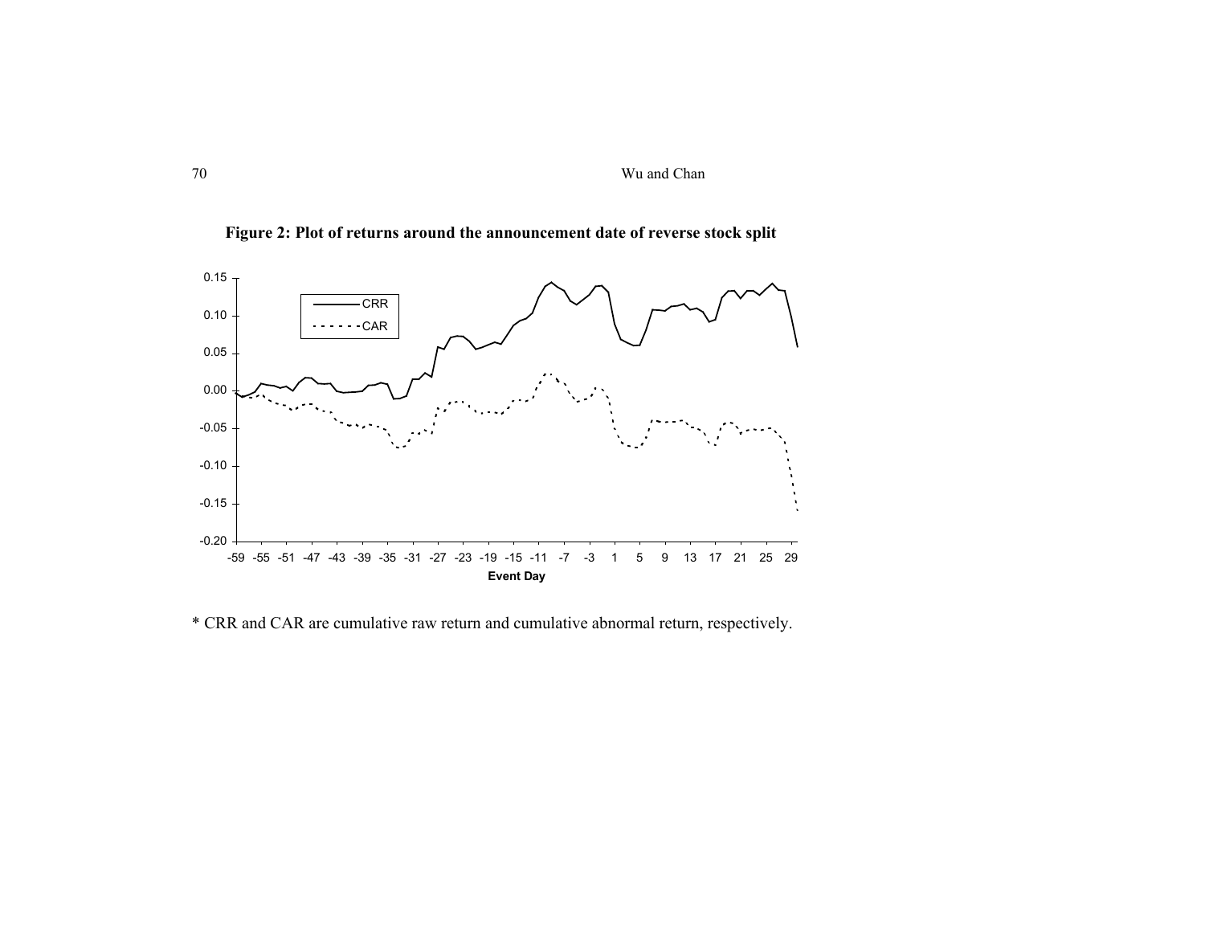**Figure 2: Plot of returns around the announcement date of reverse stock split**

0.15
0.10
0.05
0.00
-0.05
-0.10
-0.15
-0.20

CRR
CAR

-59 -55 -51 -47 -43 -39 -35 -31 -27 -23 -19 -15 -11 -7 -3 1 5 9 13 17 21 25 29

Event Day

* CRR and CAR are cumulative raw return and cumulative abnormal return, respectively.